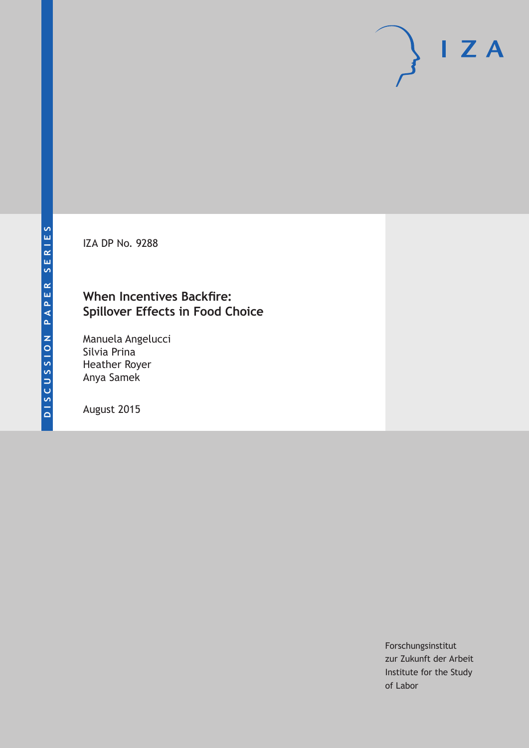DISCUSSION PAPER SERIES

IZA

IZA DP No. 9288

# When Incentives Backfire: Spillover Effects in Food Choice

Manuela Angelucci
Silvia Prina
Heather Royer
Anya Samek

August 2015

Forschungsinstitut
zur Zukunft der Arbeit
Institute for the Study
of Labor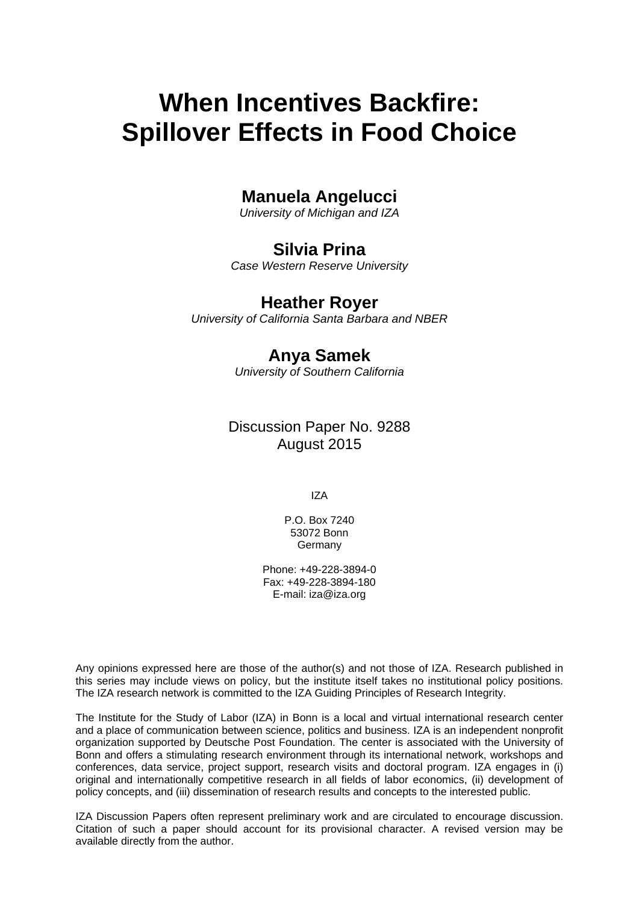# When Incentives Backfire: Spillover Effects in Food Choice

**Manuela Angelucci**
*University of Michigan and IZA*

**Silvia Prina**
*Case Western Reserve University*

**Heather Royer**
*University of California Santa Barbara and NBER*

**Anya Samek**
*University of Southern California*

Discussion Paper No. 9288
August 2015

IZA

P.O. Box 7240
53072 Bonn
Germany

Phone: +49-228-3894-0
Fax: +49-228-3894-180
E-mail: iza@iza.org

Any opinions expressed here are those of the author(s) and not those of IZA. Research published in this series may include views on policy, but the institute itself takes no institutional policy positions. The IZA research network is committed to the IZA Guiding Principles of Research Integrity.

The Institute for the Study of Labor (IZA) in Bonn is a local and virtual international research center and a place of communication between science, politics and business. IZA is an independent nonprofit organization supported by Deutsche Post Foundation. The center is associated with the University of Bonn and offers a stimulating research environment through its international network, workshops and conferences, data service, project support, research visits and doctoral program. IZA engages in (i) original and internationally competitive research in all fields of labor economics, (ii) development of policy concepts, and (iii) dissemination of research results and concepts to the interested public.

IZA Discussion Papers often represent preliminary work and are circulated to encourage discussion. Citation of such a paper should account for its provisional character. A revised version may be available directly from the author.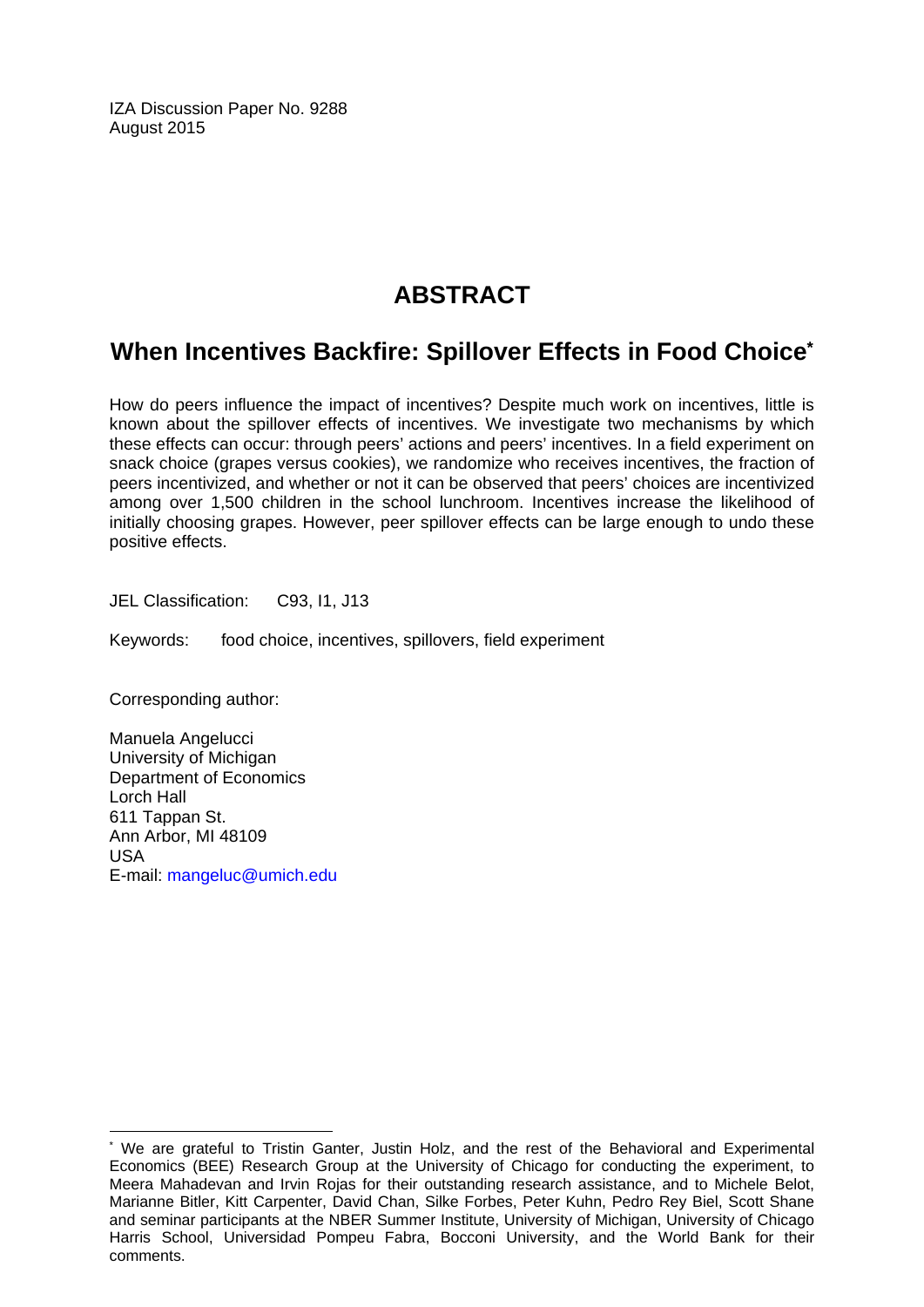IZA Discussion Paper No. 9288
August 2015

# ABSTRACT

## When Incentives Backfire: Spillover Effects in Food Choice*

How do peers influence the impact of incentives? Despite much work on incentives, little is known about the spillover effects of incentives. We investigate two mechanisms by which these effects can occur: through peers' actions and peers' incentives. In a field experiment on snack choice (grapes versus cookies), we randomize who receives incentives, the fraction of peers incentivized, and whether or not it can be observed that peers' choices are incentivized among over 1,500 children in the school lunchroom. Incentives increase the likelihood of initially choosing grapes. However, peer spillover effects can be large enough to undo these positive effects.

JEL Classification: C93, I1, J13

Keywords: food choice, incentives, spillovers, field experiment

Corresponding author:

Manuela Angelucci
University of Michigan
Department of Economics
Lorch Hall
611 Tappan St.
Ann Arbor, MI 48109
USA
E-mail: mangeluc@umich.edu

---

* We are grateful to Tristin Ganter, Justin Holz, and the rest of the Behavioral and Experimental Economics (BEE) Research Group at the University of Chicago for conducting the experiment, to Meera Mahadevan and Irvin Rojas for their outstanding research assistance, and to Michele Belot, Marianne Bitler, Kitt Carpenter, David Chan, Silke Forbes, Peter Kuhn, Pedro Rey Biel, Scott Shane and seminar participants at the NBER Summer Institute, University of Michigan, University of Chicago Harris School, Universidad Pompeu Fabra, Bocconi University, and the World Bank for their comments.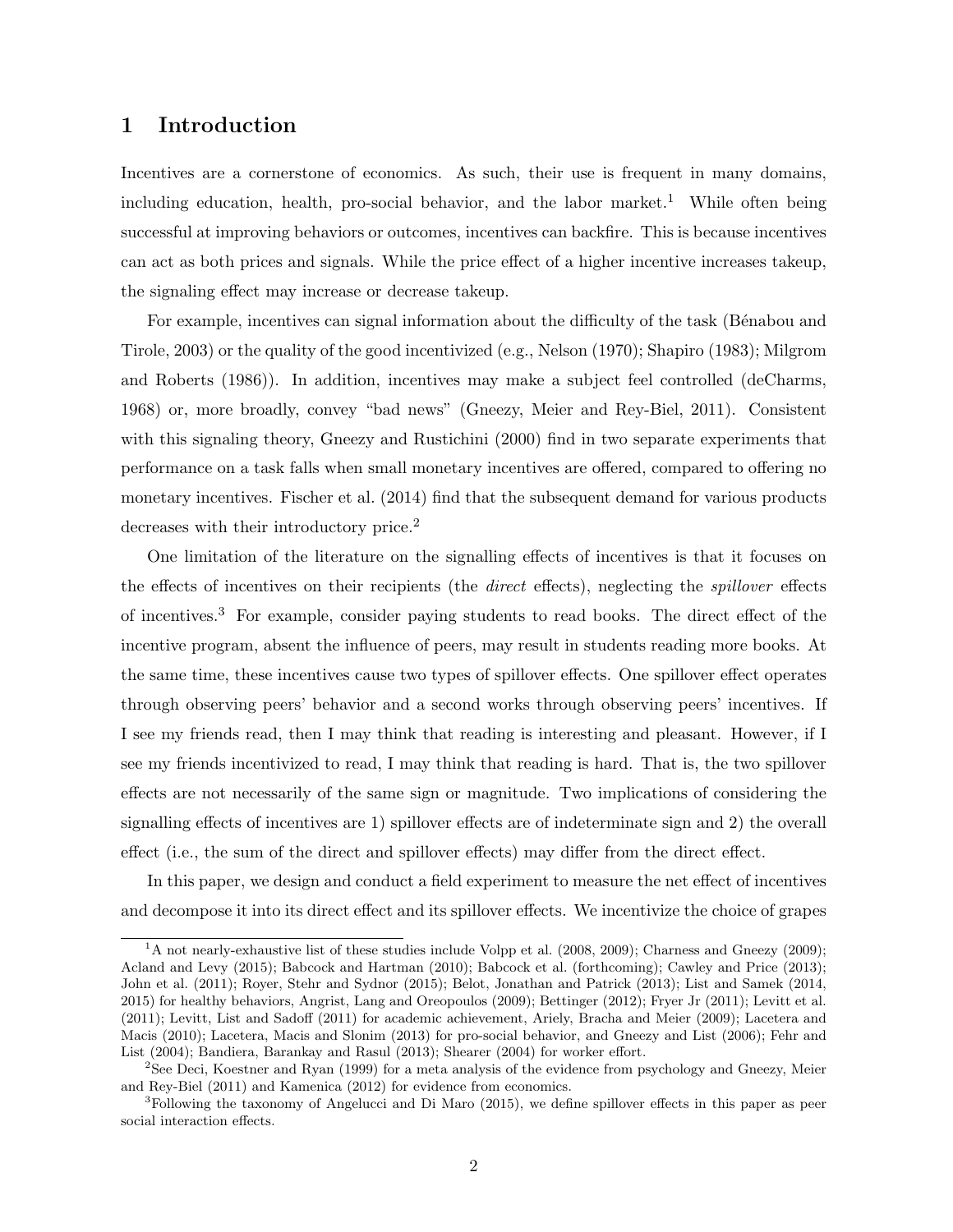# 1 Introduction

Incentives are a cornerstone of economics. As such, their use is frequent in many domains, including education, health, pro-social behavior, and the labor market.[1] While often being successful at improving behaviors or outcomes, incentives can backfire. This is because incentives can act as both prices and signals. While the price effect of a higher incentive increases takeup, the signaling effect may increase or decrease takeup.

For example, incentives can signal information about the difficulty of the task (Bénabou and Tirole, 2003) or the quality of the good incentivized (e.g., Nelson (1970); Shapiro (1983); Milgrom and Roberts (1986)). In addition, incentives may make a subject feel controlled (deCharms, 1968) or, more broadly, convey "bad news" (Gneezy, Meier and Rey-Biel, 2011). Consistent with this signaling theory, Gneezy and Rustichini (2000) find in two separate experiments that performance on a task falls when small monetary incentives are offered, compared to offering no monetary incentives. Fischer et al. (2014) find that the subsequent demand for various products decreases with their introductory price.[2]

One limitation of the literature on the signalling effects of incentives is that it focuses on the effects of incentives on their recipients (the *direct* effects), neglecting the *spillover* effects of incentives.[3] For example, consider paying students to read books. The direct effect of the incentive program, absent the influence of peers, may result in students reading more books. At the same time, these incentives cause two types of spillover effects. One spillover effect operates through observing peers' behavior and a second works through observing peers' incentives. If I see my friends read, then I may think that reading is interesting and pleasant. However, if I see my friends incentivized to read, I may think that reading is hard. That is, the two spillover effects are not necessarily of the same sign or magnitude. Two implications of considering the signalling effects of incentives are 1) spillover effects are of indeterminate sign and 2) the overall effect (i.e., the sum of the direct and spillover effects) may differ from the direct effect.

In this paper, we design and conduct a field experiment to measure the net effect of incentives and decompose it into its direct effect and its spillover effects. We incentivize the choice of grapes

---

[1] A not nearly-exhaustive list of these studies include Volpp et al. (2008, 2009); Charness and Gneezy (2009); Acland and Levy (2015); Babcock and Hartman (2010); Babcock et al. (forthcoming); Cawley and Price (2013); John et al. (2011); Royer, Stehr and Sydnor (2015); Belot, Jonathan and Patrick (2013); List and Samek (2014, 2015) for healthy behaviors, Angrist, Lang and Oreopoulos (2009); Bettinger (2012); Fryer Jr (2011); Levitt et al. (2011); Levitt, List and Sadoff (2011) for academic achievement, Ariely, Bracha and Meier (2009); Lacetera and Macis (2010); Lacetera, Macis and Slonim (2013) for pro-social behavior, and Gneezy and List (2006); Fehr and List (2004); Bandiera, Barankay and Rasul (2013); Shearer (2004) for worker effort.

[2] See Deci, Koestner and Ryan (1999) for a meta analysis of the evidence from psychology and Gneezy, Meier and Rey-Biel (2011) and Kamenica (2012) for evidence from economics.

[3] Following the taxonomy of Angelucci and Di Maro (2015), we define spillover effects in this paper as peer social interaction effects.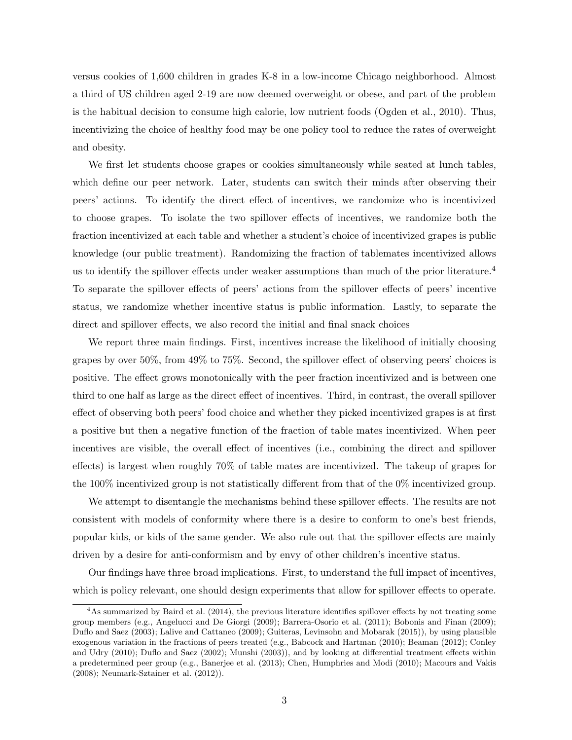versus cookies of 1,600 children in grades K-8 in a low-income Chicago neighborhood. Almost a third of US children aged 2-19 are now deemed overweight or obese, and part of the problem is the habitual decision to consume high calorie, low nutrient foods (Ogden et al., 2010). Thus, incentivizing the choice of healthy food may be one policy tool to reduce the rates of overweight and obesity.

We first let students choose grapes or cookies simultaneously while seated at lunch tables, which define our peer network. Later, students can switch their minds after observing their peers' actions. To identify the direct effect of incentives, we randomize who is incentivized to choose grapes. To isolate the two spillover effects of incentives, we randomize both the fraction incentivized at each table and whether a student's choice of incentivized grapes is public knowledge (our public treatment). Randomizing the fraction of tablemates incentivized allows us to identify the spillover effects under weaker assumptions than much of the prior literature.[4] To separate the spillover effects of peers' actions from the spillover effects of peers' incentive status, we randomize whether incentive status is public information. Lastly, to separate the direct and spillover effects, we also record the initial and final snack choices

We report three main findings. First, incentives increase the likelihood of initially choosing grapes by over 50%, from 49% to 75%. Second, the spillover effect of observing peers' choices is positive. The effect grows monotonically with the peer fraction incentivized and is between one third to one half as large as the direct effect of incentives. Third, in contrast, the overall spillover effect of observing both peers' food choice and whether they picked incentivized grapes is at first a positive but then a negative function of the fraction of table mates incentivized. When peer incentives are visible, the overall effect of incentives (i.e., combining the direct and spillover effects) is largest when roughly 70% of table mates are incentivized. The takeup of grapes for the 100% incentivized group is not statistically different from that of the 0% incentivized group.

We attempt to disentangle the mechanisms behind these spillover effects. The results are not consistent with models of conformity where there is a desire to conform to one's best friends, popular kids, or kids of the same gender. We also rule out that the spillover effects are mainly driven by a desire for anti-conformism and by envy of other children's incentive status.

Our findings have three broad implications. First, to understand the full impact of incentives, which is policy relevant, one should design experiments that allow for spillover effects to operate.

[4] As summarized by Baird et al. (2014), the previous literature identifies spillover effects by not treating some group members (e.g., Angelucci and De Giorgi (2009); Barrera-Osorio et al. (2011); Bobonis and Finan (2009); Duflo and Saez (2003); Lalive and Cattaneo (2009); Guiteras, Levinsohn and Mobarak (2015)), by using plausible exogenous variation in the fractions of peers treated (e.g., Babcock and Hartman (2010); Beaman (2012); Conley and Udry (2010); Duflo and Saez (2002); Munshi (2003)), and by looking at differential treatment effects within a predetermined peer group (e.g., Banerjee et al. (2013); Chen, Humphries and Modi (2010); Macours and Vakis (2008); Neumark-Sztainer et al. (2012)).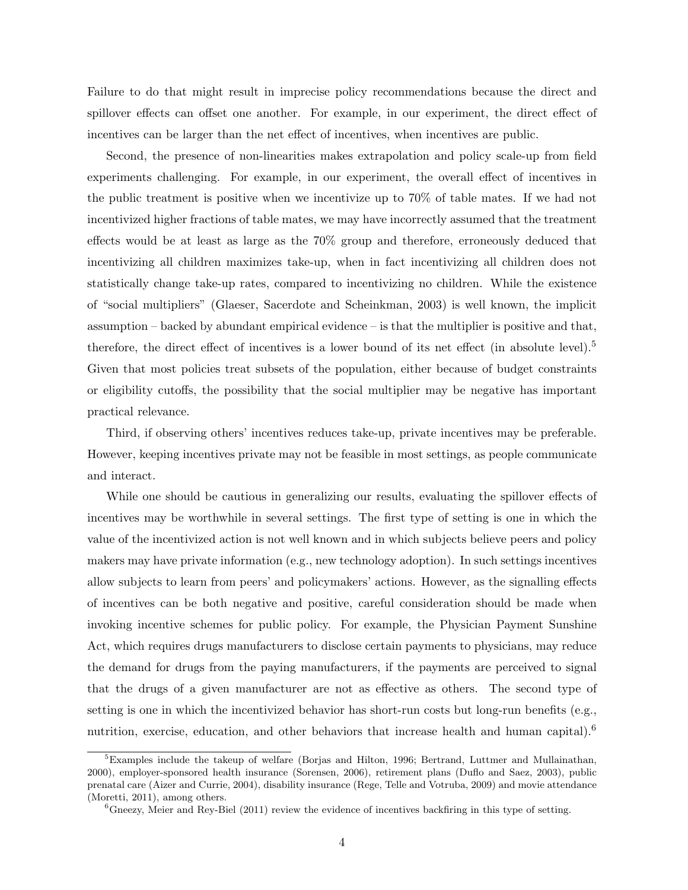Failure to do that might result in imprecise policy recommendations because the direct and spillover effects can offset one another. For example, in our experiment, the direct effect of incentives can be larger than the net effect of incentives, when incentives are public.

Second, the presence of non-linearities makes extrapolation and policy scale-up from field experiments challenging. For example, in our experiment, the overall effect of incentives in the public treatment is positive when we incentivize up to 70% of table mates. If we had not incentivized higher fractions of table mates, we may have incorrectly assumed that the treatment effects would be at least as large as the 70% group and therefore, erroneously deduced that incentivizing all children maximizes take-up, when in fact incentivizing all children does not statistically change take-up rates, compared to incentivizing no children. While the existence of "social multipliers" (Glaeser, Sacerdote and Scheinkman, 2003) is well known, the implicit assumption – backed by abundant empirical evidence – is that the multiplier is positive and that, therefore, the direct effect of incentives is a lower bound of its net effect (in absolute level).[5] Given that most policies treat subsets of the population, either because of budget constraints or eligibility cutoffs, the possibility that the social multiplier may be negative has important practical relevance.

Third, if observing others' incentives reduces take-up, private incentives may be preferable. However, keeping incentives private may not be feasible in most settings, as people communicate and interact.

While one should be cautious in generalizing our results, evaluating the spillover effects of incentives may be worthwhile in several settings. The first type of setting is one in which the value of the incentivized action is not well known and in which subjects believe peers and policy makers may have private information (e.g., new technology adoption). In such settings incentives allow subjects to learn from peers' and policymakers' actions. However, as the signalling effects of incentives can be both negative and positive, careful consideration should be made when invoking incentive schemes for public policy. For example, the Physician Payment Sunshine Act, which requires drugs manufacturers to disclose certain payments to physicians, may reduce the demand for drugs from the paying manufacturers, if the payments are perceived to signal that the drugs of a given manufacturer are not as effective as others. The second type of setting is one in which the incentivized behavior has short-run costs but long-run benefits (e.g., nutrition, exercise, education, and other behaviors that increase health and human capital).[6]

[5] Examples include the takeup of welfare (Borjas and Hilton, 1996; Bertrand, Luttmer and Mullainathan, 2000), employer-sponsored health insurance (Sorensen, 2006), retirement plans (Duflo and Saez, 2003), public prenatal care (Aizer and Currie, 2004), disability insurance (Rege, Telle and Votruba, 2009) and movie attendance (Moretti, 2011), among others.

[6] Gneezy, Meier and Rey-Biel (2011) review the evidence of incentives backfiring in this type of setting.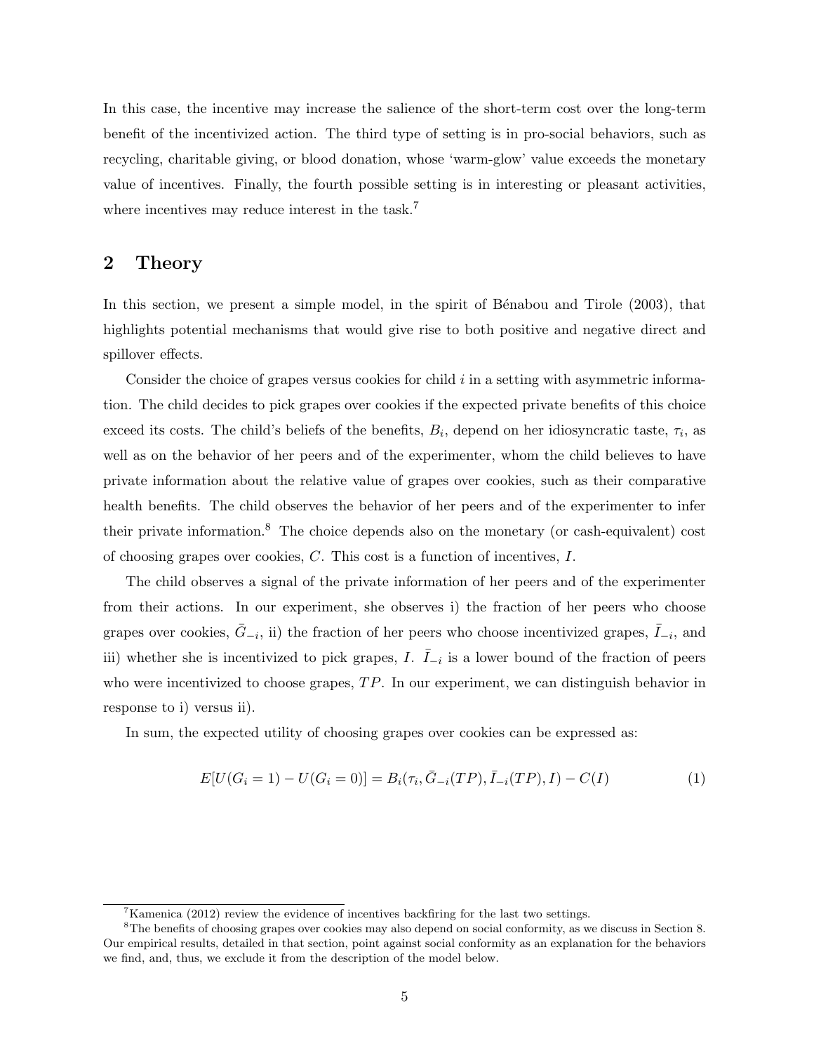In this case, the incentive may increase the salience of the short-term cost over the long-term benefit of the incentivized action. The third type of setting is in pro-social behaviors, such as recycling, charitable giving, or blood donation, whose 'warm-glow' value exceeds the monetary value of incentives. Finally, the fourth possible setting is in interesting or pleasant activities, where incentives may reduce interest in the task.[7]

## 2 Theory

In this section, we present a simple model, in the spirit of Bénabou and Tirole (2003), that highlights potential mechanisms that would give rise to both positive and negative direct and spillover effects.

Consider the choice of grapes versus cookies for child $i$ in a setting with asymmetric information. The child decides to pick grapes over cookies if the expected private benefits of this choice exceed its costs. The child's beliefs of the benefits, $B_i$, depend on her idiosyncratic taste, $\tau_i$, as well as on the behavior of her peers and of the experimenter, whom the child believes to have private information about the relative value of grapes over cookies, such as their comparative health benefits. The child observes the behavior of her peers and of the experimenter to infer their private information.[8] The choice depends also on the monetary (or cash-equivalent) cost of choosing grapes over cookies, $C$. This cost is a function of incentives, $I$.

The child observes a signal of the private information of her peers and of the experimenter from their actions. In our experiment, she observes i) the fraction of her peers who choose grapes over cookies, $\bar{G}_{-i}$, ii) the fraction of her peers who choose incentivized grapes, $\bar{I}_{-i}$, and iii) whether she is incentivized to pick grapes, $I$. $\bar{I}_{-i}$ is a lower bound of the fraction of peers who were incentivized to choose grapes, $TP$. In our experiment, we can distinguish behavior in response to i) versus ii).

In sum, the expected utility of choosing grapes over cookies can be expressed as:

$$E[U(G_i = 1) - U(G_i = 0)] = B_i(\tau_i, \bar{G}_{-i}(TP), \bar{I}_{-i}(TP), I) - C(I) \tag{1}$$

---

[7] Kamenica (2012) review the evidence of incentives backfiring for the last two settings.

[8] The benefits of choosing grapes over cookies may also depend on social conformity, as we discuss in Section 8. Our empirical results, detailed in that section, point against social conformity as an explanation for the behaviors we find, and, thus, we exclude it from the description of the model below.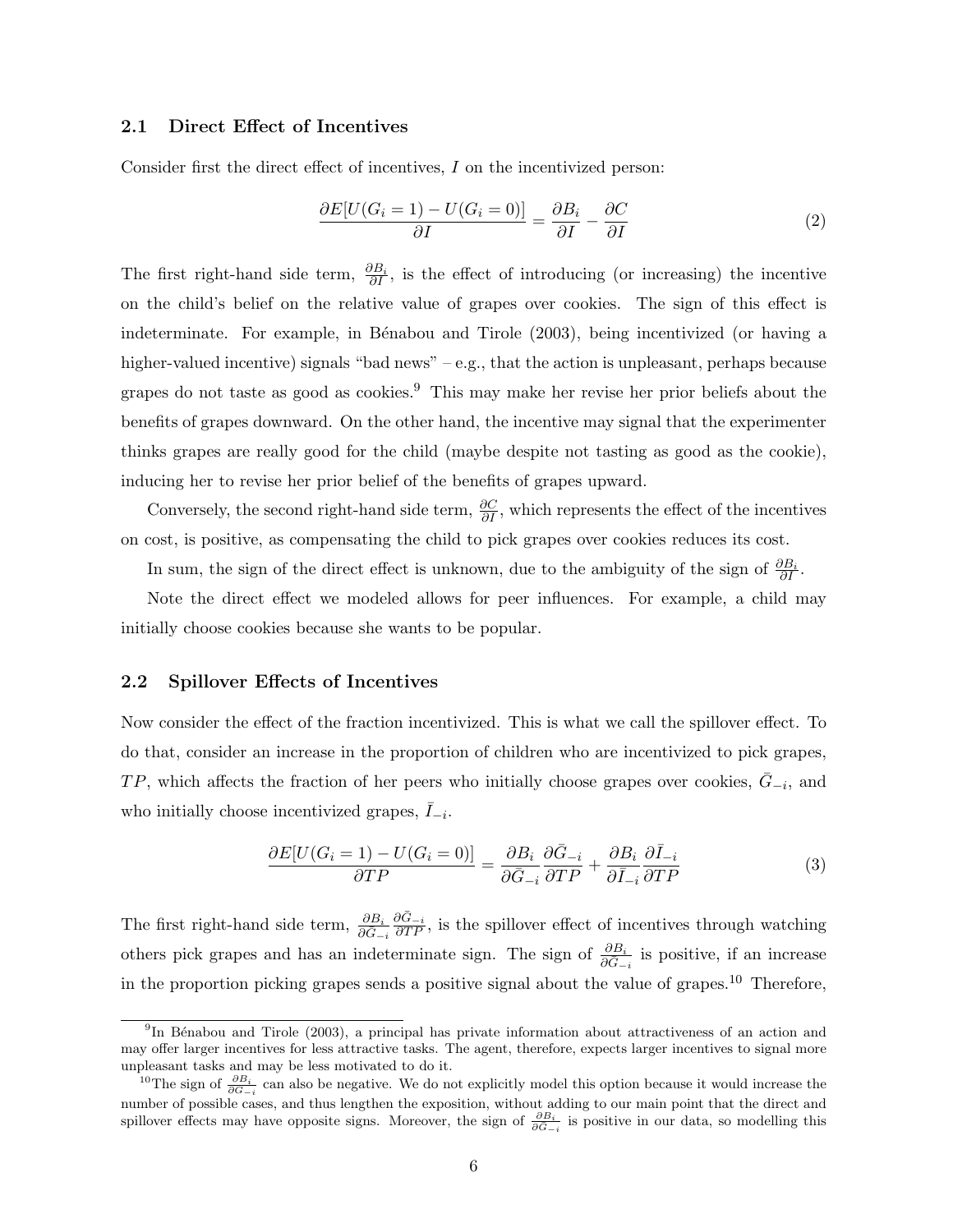### 2.1 Direct Effect of Incentives

Consider first the direct effect of incentives, $I$ on the incentivized person:

$$\frac{\partial E[U(G_i = 1) - U(G_i = 0)]}{\partial I} = \frac{\partial B_i}{\partial I} - \frac{\partial C}{\partial I} \tag{2}$$

The first right-hand side term, $\frac{\partial B_i}{\partial I}$, is the effect of introducing (or increasing) the incentive on the child's belief on the relative value of grapes over cookies. The sign of this effect is indeterminate. For example, in Bénabou and Tirole (2003), being incentivized (or having a higher-valued incentive) signals "bad news" – e.g., that the action is unpleasant, perhaps because grapes do not taste as good as cookies.[9] This may make her revise her prior beliefs about the benefits of grapes downward. On the other hand, the incentive may signal that the experimenter thinks grapes are really good for the child (maybe despite not tasting as good as the cookie), inducing her to revise her prior belief of the benefits of grapes upward.

Conversely, the second right-hand side term, $\frac{\partial C}{\partial I}$, which represents the effect of the incentives on cost, is positive, as compensating the child to pick grapes over cookies reduces its cost.

In sum, the sign of the direct effect is unknown, due to the ambiguity of the sign of $\frac{\partial B_i}{\partial I}$.

Note the direct effect we modeled allows for peer influences. For example, a child may initially choose cookies because she wants to be popular.

### 2.2 Spillover Effects of Incentives

Now consider the effect of the fraction incentivized. This is what we call the spillover effect. To do that, consider an increase in the proportion of children who are incentivized to pick grapes, $TP$, which affects the fraction of her peers who initially choose grapes over cookies, $\bar{G}_{-i}$, and who initially choose incentivized grapes, $\bar{I}_{-i}$.

$$\frac{\partial E[U(G_i = 1) - U(G_i = 0)]}{\partial TP} = \frac{\partial B_i}{\partial \bar{G}_{-i}} \frac{\partial \bar{G}_{-i}}{\partial TP} + \frac{\partial B_i}{\partial \bar{I}_{-i}} \frac{\partial \bar{I}_{-i}}{\partial TP} \tag{3}$$

The first right-hand side term, $\frac{\partial B_i}{\partial \bar{G}_{-i}} \frac{\partial \bar{G}_{-i}}{\partial TP}$, is the spillover effect of incentives through watching others pick grapes and has an indeterminate sign. The sign of $\frac{\partial B_i}{\partial \bar{G}_{-i}}$ is positive, if an increase in the proportion picking grapes sends a positive signal about the value of grapes.[10] Therefore,

[9] In Bénabou and Tirole (2003), a principal has private information about attractiveness of an action and may offer larger incentives for less attractive tasks. The agent, therefore, expects larger incentives to signal more unpleasant tasks and may be less motivated to do it.

[10] The sign of $\frac{\partial B_i}{\partial \bar{G}_{-i}}$ can also be negative. We do not explicitly model this option because it would increase the number of possible cases, and thus lengthen the exposition, without adding to our main point that the direct and spillover effects may have opposite signs. Moreover, the sign of $\frac{\partial B_i}{\partial \bar{G}_{-i}}$ is positive in our data, so modelling this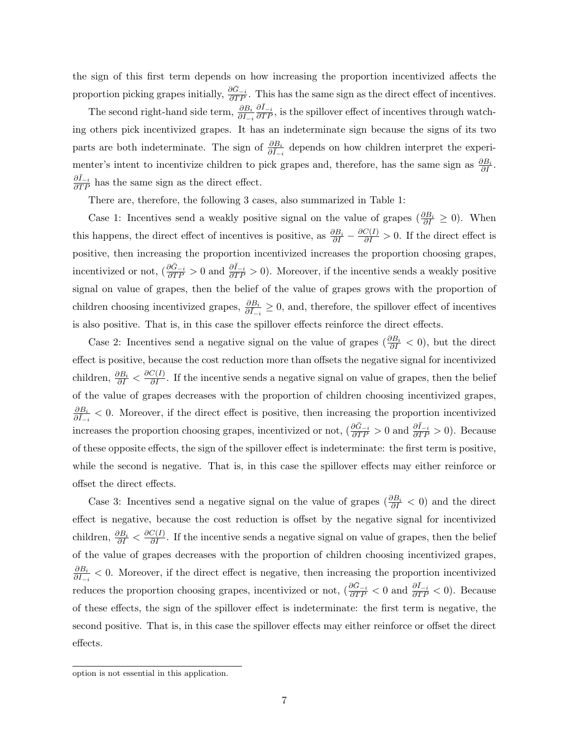the sign of this first term depends on how increasing the proportion incentivized affects the proportion picking grapes initially, $\frac{\partial \bar{G}_{-i}}{\partial TP}$. This has the same sign as the direct effect of incentives.

The second right-hand side term, $\frac{\partial B_i}{\partial \bar{I}_{-i}} \frac{\partial \bar{I}_{-i}}{\partial TP}$, is the spillover effect of incentives through watching others pick incentivized grapes. It has an indeterminate sign because the signs of its two parts are both indeterminate. The sign of $\frac{\partial B_i}{\partial \bar{I}_{-i}}$ depends on how children interpret the experimenter's intent to incentivize children to pick grapes and, therefore, has the same sign as $\frac{\partial B_i}{\partial I}$. $\frac{\partial \bar{I}_{-i}}{\partial TP}$ has the same sign as the direct effect.

There are, therefore, the following 3 cases, also summarized in Table 1:

Case 1: Incentives send a weakly positive signal on the value of grapes ($\frac{\partial B_i}{\partial I} \geq 0$). When this happens, the direct effect of incentives is positive, as $\frac{\partial B_i}{\partial I} - \frac{\partial C(I)}{\partial I} > 0$. If the direct effect is positive, then increasing the proportion incentivized increases the proportion choosing grapes, incentivized or not, ($\frac{\partial \bar{G}_{-i}}{\partial TP} > 0$ and $\frac{\partial \bar{I}_{-i}}{\partial TP} > 0$). Moreover, if the incentive sends a weakly positive signal on value of grapes, then the belief of the value of grapes grows with the proportion of children choosing incentivized grapes, $\frac{\partial B_i}{\partial \bar{I}_{-i}} \geq 0$, and, therefore, the spillover effect of incentives is also positive. That is, in this case the spillover effects reinforce the direct effects.

Case 2: Incentives send a negative signal on the value of grapes ($\frac{\partial B_i}{\partial I} < 0$), but the direct effect is positive, because the cost reduction more than offsets the negative signal for incentivized children, $\frac{\partial B_i}{\partial I} < \frac{\partial C(I)}{\partial I}$. If the incentive sends a negative signal on value of grapes, then the belief of the value of grapes decreases with the proportion of children choosing incentivized grapes, $\frac{\partial B_i}{\partial \bar{I}_{-i}} < 0$. Moreover, if the direct effect is positive, then increasing the proportion incentivized increases the proportion choosing grapes, incentivized or not, ($\frac{\partial \bar{G}_{-i}}{\partial TP} > 0$ and $\frac{\partial \bar{I}_{-i}}{\partial TP} > 0$). Because of these opposite effects, the sign of the spillover effect is indeterminate: the first term is positive, while the second is negative. That is, in this case the spillover effects may either reinforce or offset the direct effects.

Case 3: Incentives send a negative signal on the value of grapes ($\frac{\partial B_i}{\partial I} < 0$) and the direct effect is negative, because the cost reduction is offset by the negative signal for incentivized children, $\frac{\partial B_i}{\partial I} < \frac{\partial C(I)}{\partial I}$. If the incentive sends a negative signal on value of grapes, then the belief of the value of grapes decreases with the proportion of children choosing incentivized grapes, $\frac{\partial B_i}{\partial \bar{I}_{-i}} < 0$. Moreover, if the direct effect is negative, then increasing the proportion incentivized reduces the proportion choosing grapes, incentivized or not, ($\frac{\partial \bar{G}_{-i}}{\partial TP} < 0$ and $\frac{\partial \bar{I}_{-i}}{\partial TP} < 0$). Because of these effects, the sign of the spillover effect is indeterminate: the first term is negative, the second positive. That is, in this case the spillover effects may either reinforce or offset the direct effects.

---

option is not essential in this application.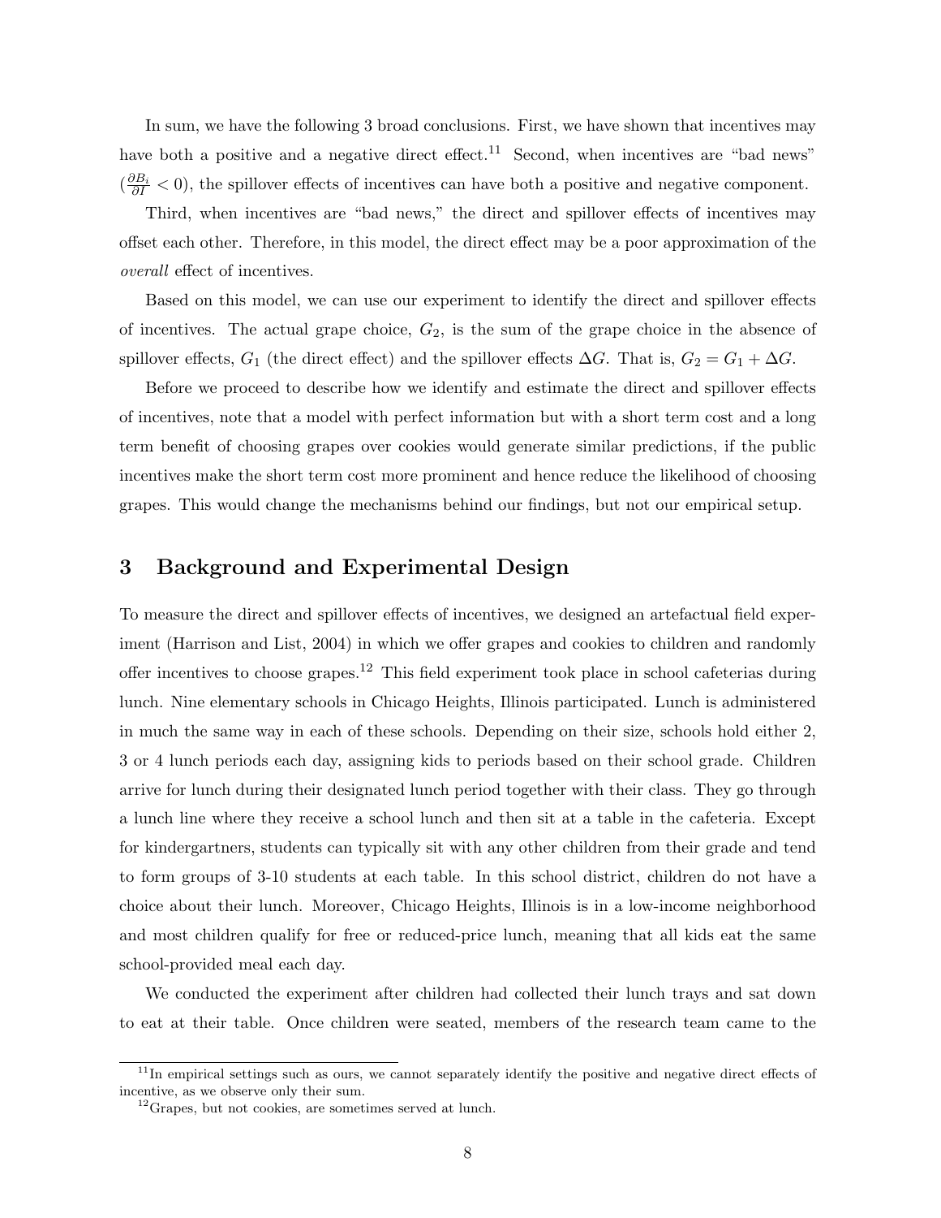In sum, we have the following 3 broad conclusions. First, we have shown that incentives may have both a positive and a negative direct effect.[11] Second, when incentives are "bad news" ($\frac{\partial B_i}{\partial I} < 0$), the spillover effects of incentives can have both a positive and negative component.

Third, when incentives are "bad news," the direct and spillover effects of incentives may offset each other. Therefore, in this model, the direct effect may be a poor approximation of the *overall* effect of incentives.

Based on this model, we can use our experiment to identify the direct and spillover effects of incentives. The actual grape choice, $G_2$, is the sum of the grape choice in the absence of spillover effects, $G_1$ (the direct effect) and the spillover effects $\Delta G$. That is, $G_2 = G_1 + \Delta G$.

Before we proceed to describe how we identify and estimate the direct and spillover effects of incentives, note that a model with perfect information but with a short term cost and a long term benefit of choosing grapes over cookies would generate similar predictions, if the public incentives make the short term cost more prominent and hence reduce the likelihood of choosing grapes. This would change the mechanisms behind our findings, but not our empirical setup.

## 3 Background and Experimental Design

To measure the direct and spillover effects of incentives, we designed an artefactual field experiment (Harrison and List, 2004) in which we offer grapes and cookies to children and randomly offer incentives to choose grapes.[12] This field experiment took place in school cafeterias during lunch. Nine elementary schools in Chicago Heights, Illinois participated. Lunch is administered in much the same way in each of these schools. Depending on their size, schools hold either 2, 3 or 4 lunch periods each day, assigning kids to periods based on their school grade. Children arrive for lunch during their designated lunch period together with their class. They go through a lunch line where they receive a school lunch and then sit at a table in the cafeteria. Except for kindergartners, students can typically sit with any other children from their grade and tend to form groups of 3-10 students at each table. In this school district, children do not have a choice about their lunch. Moreover, Chicago Heights, Illinois is in a low-income neighborhood and most children qualify for free or reduced-price lunch, meaning that all kids eat the same school-provided meal each day.

We conducted the experiment after children had collected their lunch trays and sat down to eat at their table. Once children were seated, members of the research team came to the

[11] In empirical settings such as ours, we cannot separately identify the positive and negative direct effects of incentive, as we observe only their sum.

[12] Grapes, but not cookies, are sometimes served at lunch.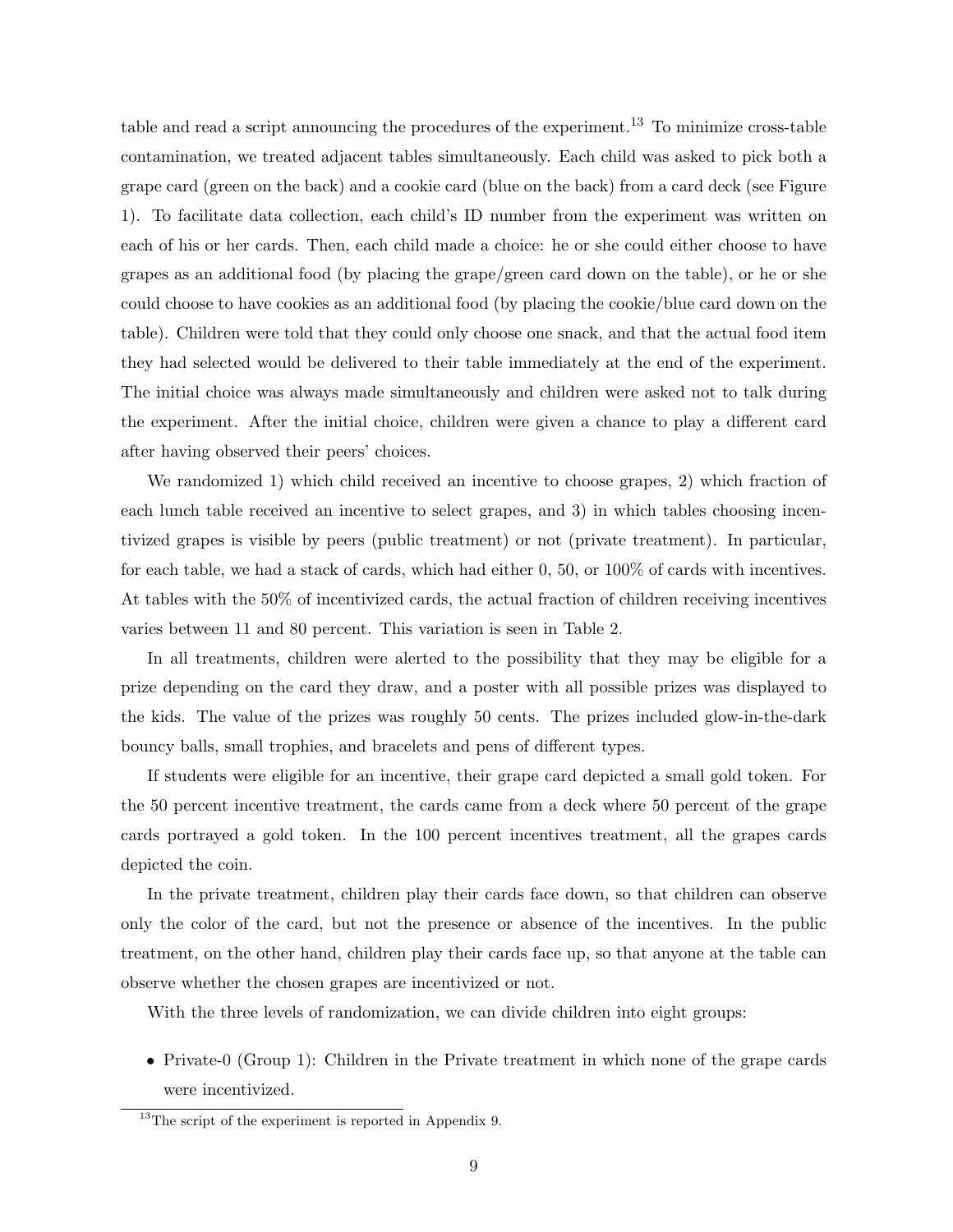table and read a script announcing the procedures of the experiment.[13] To minimize cross-table contamination, we treated adjacent tables simultaneously. Each child was asked to pick both a grape card (green on the back) and a cookie card (blue on the back) from a card deck (see Figure 1). To facilitate data collection, each child's ID number from the experiment was written on each of his or her cards. Then, each child made a choice: he or she could either choose to have grapes as an additional food (by placing the grape/green card down on the table), or he or she could choose to have cookies as an additional food (by placing the cookie/blue card down on the table). Children were told that they could only choose one snack, and that the actual food item they had selected would be delivered to their table immediately at the end of the experiment. The initial choice was always made simultaneously and children were asked not to talk during the experiment. After the initial choice, children were given a chance to play a different card after having observed their peers' choices.

We randomized 1) which child received an incentive to choose grapes, 2) which fraction of each lunch table received an incentive to select grapes, and 3) in which tables choosing incentivized grapes is visible by peers (public treatment) or not (private treatment). In particular, for each table, we had a stack of cards, which had either 0, 50, or 100% of cards with incentives. At tables with the 50% of incentivized cards, the actual fraction of children receiving incentives varies between 11 and 80 percent. This variation is seen in Table 2.

In all treatments, children were alerted to the possibility that they may be eligible for a prize depending on the card they draw, and a poster with all possible prizes was displayed to the kids. The value of the prizes was roughly 50 cents. The prizes included glow-in-the-dark bouncy balls, small trophies, and bracelets and pens of different types.

If students were eligible for an incentive, their grape card depicted a small gold token. For the 50 percent incentive treatment, the cards came from a deck where 50 percent of the grape cards portrayed a gold token. In the 100 percent incentives treatment, all the grapes cards depicted the coin.

In the private treatment, children play their cards face down, so that children can observe only the color of the card, but not the presence or absence of the incentives. In the public treatment, on the other hand, children play their cards face up, so that anyone at the table can observe whether the chosen grapes are incentivized or not.

With the three levels of randomization, we can divide children into eight groups:

- Private-0 (Group 1): Children in the Private treatment in which none of the grape cards were incentivized.

[13] The script of the experiment is reported in Appendix 9.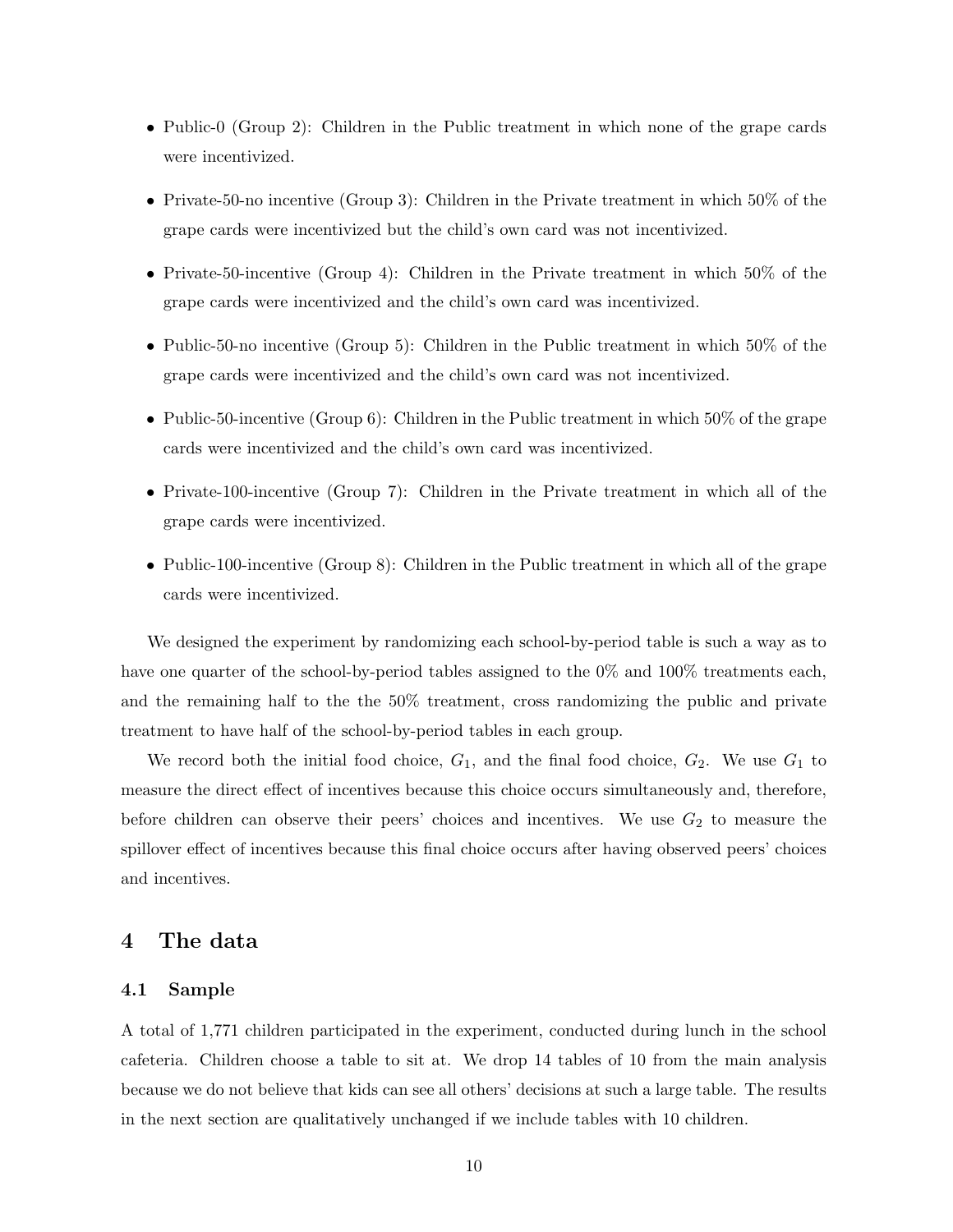- Public-0 (Group 2): Children in the Public treatment in which none of the grape cards were incentivized.
- Private-50-no incentive (Group 3): Children in the Private treatment in which 50% of the grape cards were incentivized but the child's own card was not incentivized.
- Private-50-incentive (Group 4): Children in the Private treatment in which 50% of the grape cards were incentivized and the child's own card was incentivized.
- Public-50-no incentive (Group 5): Children in the Public treatment in which 50% of the grape cards were incentivized and the child's own card was not incentivized.
- Public-50-incentive (Group 6): Children in the Public treatment in which 50% of the grape cards were incentivized and the child's own card was incentivized.
- Private-100-incentive (Group 7): Children in the Private treatment in which all of the grape cards were incentivized.
- Public-100-incentive (Group 8): Children in the Public treatment in which all of the grape cards were incentivized.

We designed the experiment by randomizing each school-by-period table is such a way as to have one quarter of the school-by-period tables assigned to the 0% and 100% treatments each, and the remaining half to the the 50% treatment, cross randomizing the public and private treatment to have half of the school-by-period tables in each group.

We record both the initial food choice, $G_1$, and the final food choice, $G_2$. We use $G_1$ to measure the direct effect of incentives because this choice occurs simultaneously and, therefore, before children can observe their peers' choices and incentives. We use $G_2$ to measure the spillover effect of incentives because this final choice occurs after having observed peers' choices and incentives.

# 4 The data

## 4.1 Sample

A total of 1,771 children participated in the experiment, conducted during lunch in the school cafeteria. Children choose a table to sit at. We drop 14 tables of 10 from the main analysis because we do not believe that kids can see all others' decisions at such a large table. The results in the next section are qualitatively unchanged if we include tables with 10 children.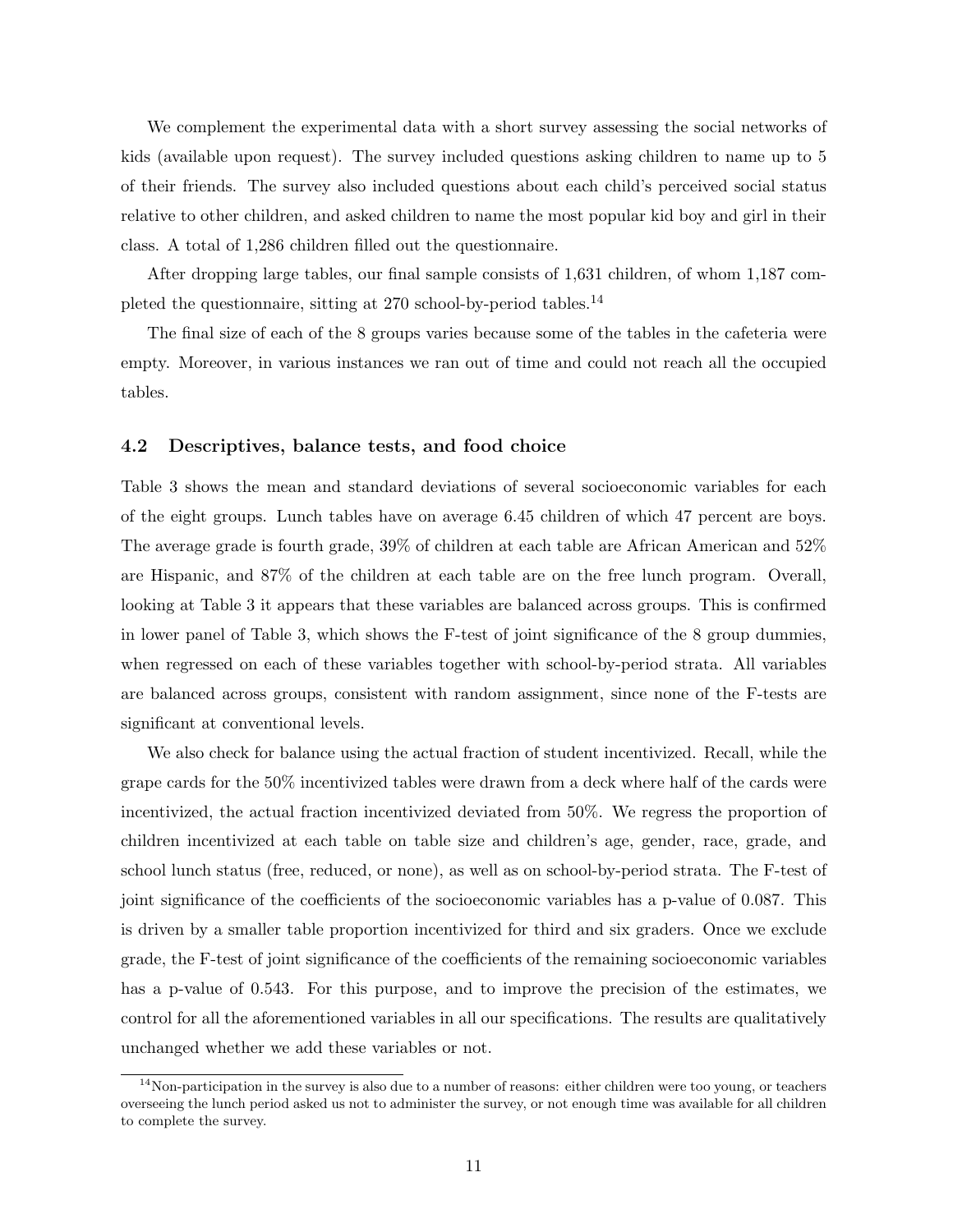We complement the experimental data with a short survey assessing the social networks of kids (available upon request). The survey included questions asking children to name up to 5 of their friends. The survey also included questions about each child's perceived social status relative to other children, and asked children to name the most popular kid boy and girl in their class. A total of 1,286 children filled out the questionnaire.

After dropping large tables, our final sample consists of 1,631 children, of whom 1,187 completed the questionnaire, sitting at 270 school-by-period tables.[14]

The final size of each of the 8 groups varies because some of the tables in the cafeteria were empty. Moreover, in various instances we ran out of time and could not reach all the occupied tables.

### 4.2 Descriptives, balance tests, and food choice

Table 3 shows the mean and standard deviations of several socioeconomic variables for each of the eight groups. Lunch tables have on average 6.45 children of which 47 percent are boys. The average grade is fourth grade, 39% of children at each table are African American and 52% are Hispanic, and 87% of the children at each table are on the free lunch program. Overall, looking at Table 3 it appears that these variables are balanced across groups. This is confirmed in lower panel of Table 3, which shows the F-test of joint significance of the 8 group dummies, when regressed on each of these variables together with school-by-period strata. All variables are balanced across groups, consistent with random assignment, since none of the F-tests are significant at conventional levels.

We also check for balance using the actual fraction of student incentivized. Recall, while the grape cards for the 50% incentivized tables were drawn from a deck where half of the cards were incentivized, the actual fraction incentivized deviated from 50%. We regress the proportion of children incentivized at each table on table size and children's age, gender, race, grade, and school lunch status (free, reduced, or none), as well as on school-by-period strata. The F-test of joint significance of the coefficients of the socioeconomic variables has a p-value of 0.087. This is driven by a smaller table proportion incentivized for third and six graders. Once we exclude grade, the F-test of joint significance of the coefficients of the remaining socioeconomic variables has a p-value of 0.543. For this purpose, and to improve the precision of the estimates, we control for all the aforementioned variables in all our specifications. The results are qualitatively unchanged whether we add these variables or not.

[14]Non-participation in the survey is also due to a number of reasons: either children were too young, or teachers overseeing the lunch period asked us not to administer the survey, or not enough time was available for all children to complete the survey.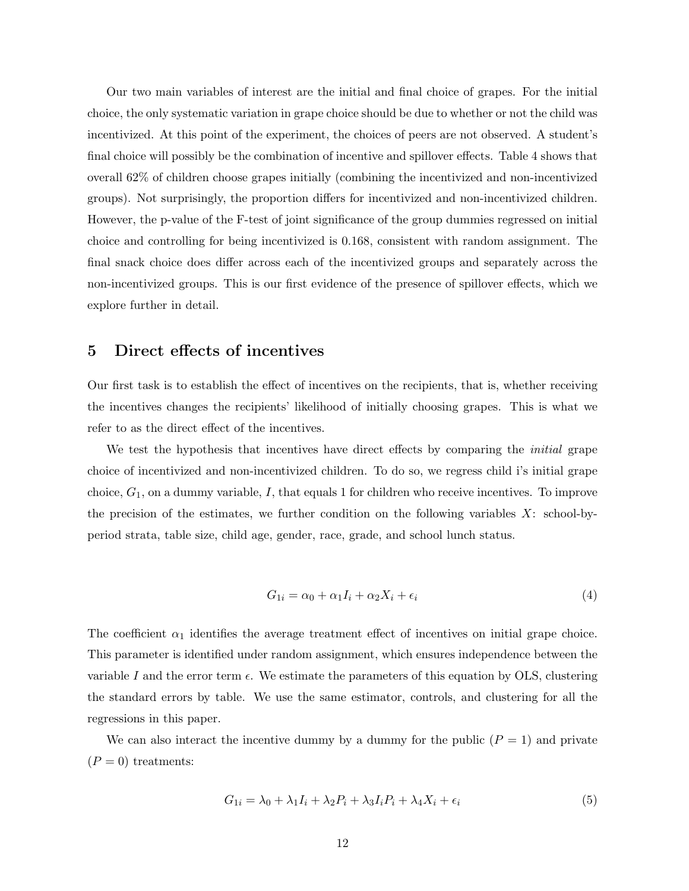Our two main variables of interest are the initial and final choice of grapes. For the initial choice, the only systematic variation in grape choice should be due to whether or not the child was incentivized. At this point of the experiment, the choices of peers are not observed. A student's final choice will possibly be the combination of incentive and spillover effects. Table 4 shows that overall 62% of children choose grapes initially (combining the incentivized and non-incentivized groups). Not surprisingly, the proportion differs for incentivized and non-incentivized children. However, the p-value of the F-test of joint significance of the group dummies regressed on initial choice and controlling for being incentivized is 0.168, consistent with random assignment. The final snack choice does differ across each of the incentivized groups and separately across the non-incentivized groups. This is our first evidence of the presence of spillover effects, which we explore further in detail.

## 5 Direct effects of incentives

Our first task is to establish the effect of incentives on the recipients, that is, whether receiving the incentives changes the recipients' likelihood of initially choosing grapes. This is what we refer to as the direct effect of the incentives.

We test the hypothesis that incentives have direct effects by comparing the *initial* grape choice of incentivized and non-incentivized children. To do so, we regress child i's initial grape choice, $G_1$, on a dummy variable, $I$, that equals 1 for children who receive incentives. To improve the precision of the estimates, we further condition on the following variables $X$: school-by-period strata, table size, child age, gender, race, grade, and school lunch status.

$$G_{1i} = \alpha_0 + \alpha_1 I_i + \alpha_2 X_i + \epsilon_i \tag{4}$$

The coefficient $\alpha_1$ identifies the average treatment effect of incentives on initial grape choice. This parameter is identified under random assignment, which ensures independence between the variable $I$ and the error term $\epsilon$. We estimate the parameters of this equation by OLS, clustering the standard errors by table. We use the same estimator, controls, and clustering for all the regressions in this paper.

We can also interact the incentive dummy by a dummy for the public ($P = 1$) and private ($P = 0$) treatments:

$$G_{1i} = \lambda_0 + \lambda_1 I_i + \lambda_2 P_i + \lambda_3 I_i P_i + \lambda_4 X_i + \epsilon_i \tag{5}$$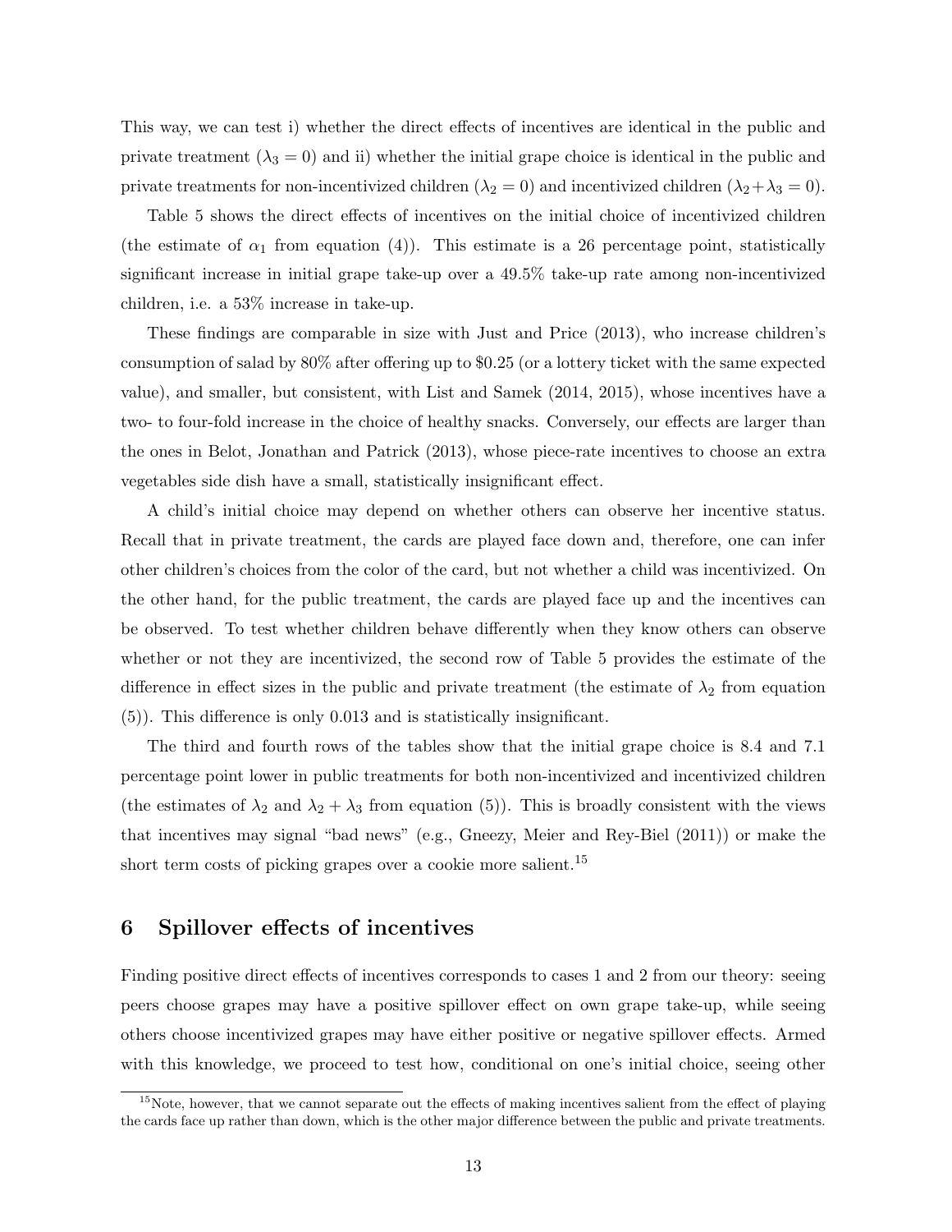This way, we can test i) whether the direct effects of incentives are identical in the public and private treatment ($\lambda_3 = 0$) and ii) whether the initial grape choice is identical in the public and private treatments for non-incentivized children ($\lambda_2 = 0$) and incentivized children ($\lambda_2 + \lambda_3 = 0$).

Table 5 shows the direct effects of incentives on the initial choice of incentivized children (the estimate of $\alpha_1$ from equation (4)). This estimate is a 26 percentage point, statistically significant increase in initial grape take-up over a 49.5% take-up rate among non-incentivized children, i.e. a 53% increase in take-up.

These findings are comparable in size with Just and Price (2013), who increase children's consumption of salad by 80% after offering up to $0.25 (or a lottery ticket with the same expected value), and smaller, but consistent, with List and Samek (2014, 2015), whose incentives have a two- to four-fold increase in the choice of healthy snacks. Conversely, our effects are larger than the ones in Belot, Jonathan and Patrick (2013), whose piece-rate incentives to choose an extra vegetables side dish have a small, statistically insignificant effect.

A child's initial choice may depend on whether others can observe her incentive status. Recall that in private treatment, the cards are played face down and, therefore, one can infer other children's choices from the color of the card, but not whether a child was incentivized. On the other hand, for the public treatment, the cards are played face up and the incentives can be observed. To test whether children behave differently when they know others can observe whether or not they are incentivized, the second row of Table 5 provides the estimate of the difference in effect sizes in the public and private treatment (the estimate of $\lambda_2$ from equation (5)). This difference is only 0.013 and is statistically insignificant.

The third and fourth rows of the tables show that the initial grape choice is 8.4 and 7.1 percentage point lower in public treatments for both non-incentivized and incentivized children (the estimates of $\lambda_2$ and $\lambda_2 + \lambda_3$ from equation (5)). This is broadly consistent with the views that incentives may signal "bad news" (e.g., Gneezy, Meier and Rey-Biel (2011)) or make the short term costs of picking grapes over a cookie more salient.[15]

## 6 Spillover effects of incentives

Finding positive direct effects of incentives corresponds to cases 1 and 2 from our theory: seeing peers choose grapes may have a positive spillover effect on own grape take-up, while seeing others choose incentivized grapes may have either positive or negative spillover effects. Armed with this knowledge, we proceed to test how, conditional on one's initial choice, seeing other

[15] Note, however, that we cannot separate out the effects of making incentives salient from the effect of playing the cards face up rather than down, which is the other major difference between the public and private treatments.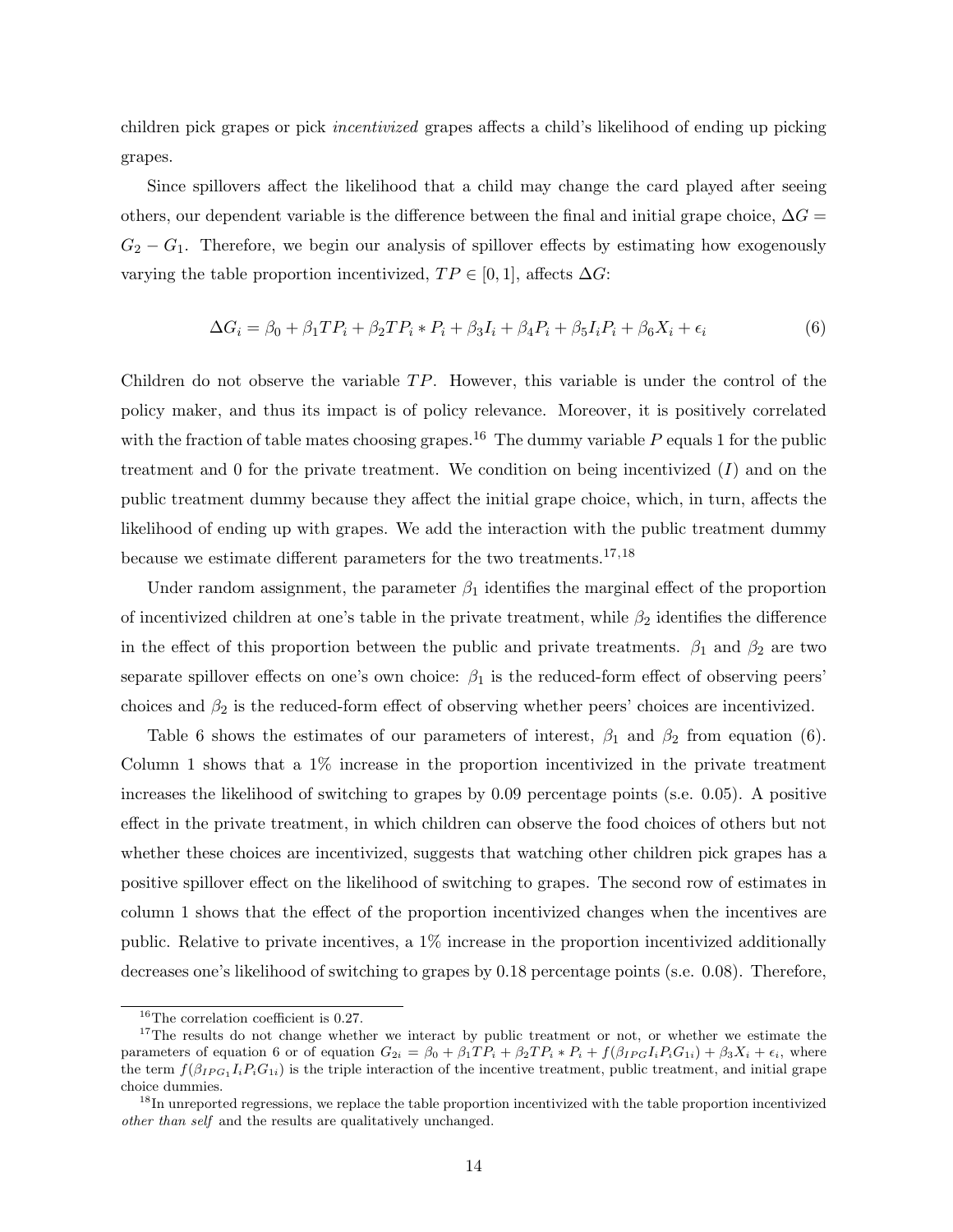children pick grapes or pick *incentivized* grapes affects a child's likelihood of ending up picking grapes.

Since spillovers affect the likelihood that a child may change the card played after seeing others, our dependent variable is the difference between the final and initial grape choice, $\Delta G = G_2 - G_1$. Therefore, we begin our analysis of spillover effects by estimating how exogenously varying the table proportion incentivized, $TP \in [0, 1]$, affects $\Delta G$:

$$\Delta G_i = \beta_0 + \beta_1 TP_i + \beta_2 TP_i * P_i + \beta_3 I_i + \beta_4 P_i + \beta_5 I_i P_i + \beta_6 X_i + \epsilon_i \tag{6}$$

Children do not observe the variable $TP$. However, this variable is under the control of the policy maker, and thus its impact is of policy relevance. Moreover, it is positively correlated with the fraction of table mates choosing grapes.[16] The dummy variable $P$ equals 1 for the public treatment and 0 for the private treatment. We condition on being incentivized ($I$) and on the public treatment dummy because they affect the initial grape choice, which, in turn, affects the likelihood of ending up with grapes. We add the interaction with the public treatment dummy because we estimate different parameters for the two treatments.[17,18]

Under random assignment, the parameter $\beta_1$ identifies the marginal effect of the proportion of incentivized children at one's table in the private treatment, while $\beta_2$ identifies the difference in the effect of this proportion between the public and private treatments. $\beta_1$ and $\beta_2$ are two separate spillover effects on one's own choice: $\beta_1$ is the reduced-form effect of observing peers' choices and $\beta_2$ is the reduced-form effect of observing whether peers' choices are incentivized.

Table 6 shows the estimates of our parameters of interest, $\beta_1$ and $\beta_2$ from equation (6). Column 1 shows that a 1% increase in the proportion incentivized in the private treatment increases the likelihood of switching to grapes by 0.09 percentage points (s.e. 0.05). A positive effect in the private treatment, in which children can observe the food choices of others but not whether these choices are incentivized, suggests that watching other children pick grapes has a positive spillover effect on the likelihood of switching to grapes. The second row of estimates in column 1 shows that the effect of the proportion incentivized changes when the incentives are public. Relative to private incentives, a 1% increase in the proportion incentivized additionally decreases one's likelihood of switching to grapes by 0.18 percentage points (s.e. 0.08). Therefore,

[16] The correlation coefficient is 0.27.

[17] The results do not change whether we interact by public treatment or not, or whether we estimate the parameters of equation 6 or of equation $G_{2i} = \beta_0 + \beta_1 TP_i + \beta_2 TP_i * P_i + f(\beta_{IPG_1} I_i P_i G_{1i}) + \beta_3 X_i + \epsilon_i$, where the term $f(\beta_{IPG_1} I_i P_i G_{1i})$ is the triple interaction of the incentive treatment, public treatment, and initial grape choice dummies.

[18] In unreported regressions, we replace the table proportion incentivized with the table proportion incentivized *other than self* and the results are qualitatively unchanged.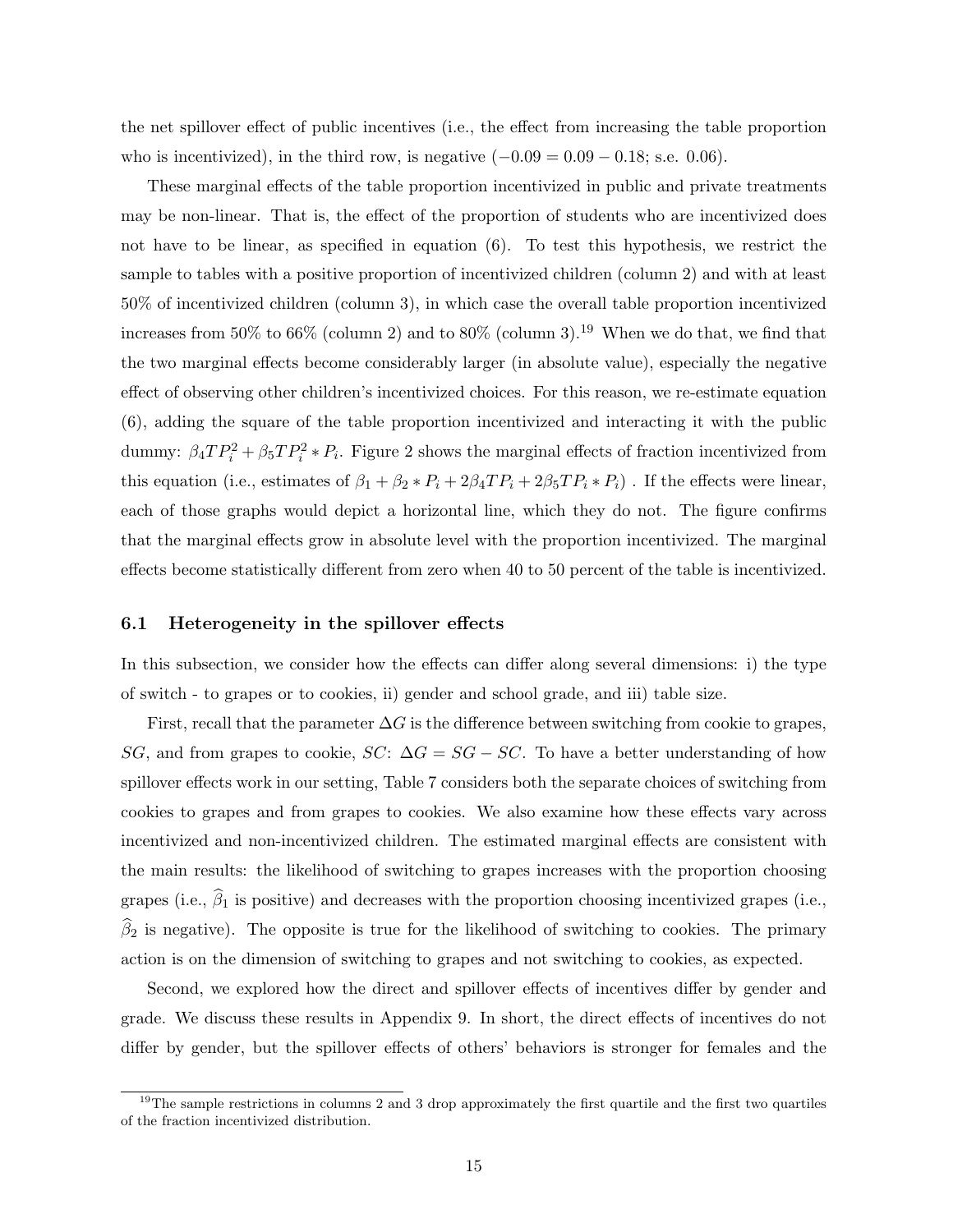the net spillover effect of public incentives (i.e., the effect from increasing the table proportion who is incentivized), in the third row, is negative ($-0.09 = 0.09 - 0.18$; s.e. 0.06).

These marginal effects of the table proportion incentivized in public and private treatments may be non-linear. That is, the effect of the proportion of students who are incentivized does not have to be linear, as specified in equation (6). To test this hypothesis, we restrict the sample to tables with a positive proportion of incentivized children (column 2) and with at least 50% of incentivized children (column 3), in which case the overall table proportion incentivized increases from 50% to 66% (column 2) and to 80% (column 3).[19] When we do that, we find that the two marginal effects become considerably larger (in absolute value), especially the negative effect of observing other children's incentivized choices. For this reason, we re-estimate equation (6), adding the square of the table proportion incentivized and interacting it with the public dummy: $\beta_4 TP_i^2 + \beta_5 TP_i^2 * P_i$. Figure 2 shows the marginal effects of fraction incentivized from this equation (i.e., estimates of $\beta_1 + \beta_2 * P_i + 2\beta_4 TP_i + 2\beta_5 TP_i * P_i$) . If the effects were linear, each of those graphs would depict a horizontal line, which they do not. The figure confirms that the marginal effects grow in absolute level with the proportion incentivized. The marginal effects become statistically different from zero when 40 to 50 percent of the table is incentivized.

### 6.1 Heterogeneity in the spillover effects

In this subsection, we consider how the effects can differ along several dimensions: i) the type of switch - to grapes or to cookies, ii) gender and school grade, and iii) table size.

First, recall that the parameter $\Delta G$ is the difference between switching from cookie to grapes, $SG$, and from grapes to cookie, $SC$: $\Delta G = SG - SC$. To have a better understanding of how spillover effects work in our setting, Table 7 considers both the separate choices of switching from cookies to grapes and from grapes to cookies. We also examine how these effects vary across incentivized and non-incentivized children. The estimated marginal effects are consistent with the main results: the likelihood of switching to grapes increases with the proportion choosing grapes (i.e., $\widehat{\beta}_1$ is positive) and decreases with the proportion choosing incentivized grapes (i.e., $\widehat{\beta}_2$ is negative). The opposite is true for the likelihood of switching to cookies. The primary action is on the dimension of switching to grapes and not switching to cookies, as expected.

Second, we explored how the direct and spillover effects of incentives differ by gender and grade. We discuss these results in Appendix 9. In short, the direct effects of incentives do not differ by gender, but the spillover effects of others' behaviors is stronger for females and the

[19] The sample restrictions in columns 2 and 3 drop approximately the first quartile and the first two quartiles of the fraction incentivized distribution.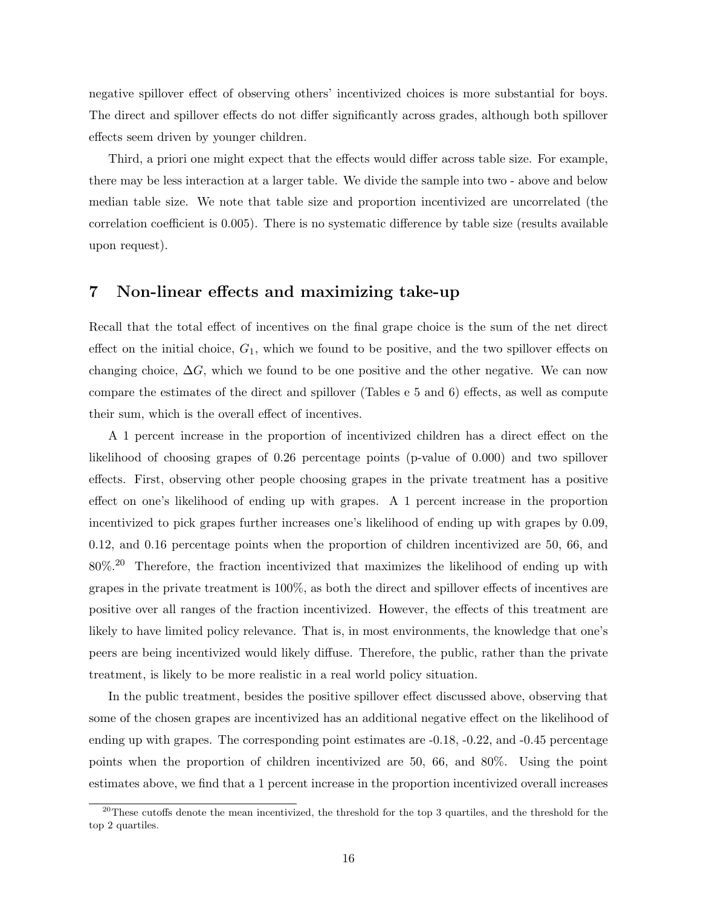negative spillover effect of observing others' incentivized choices is more substantial for boys. The direct and spillover effects do not differ significantly across grades, although both spillover effects seem driven by younger children.

Third, a priori one might expect that the effects would differ across table size. For example, there may be less interaction at a larger table. We divide the sample into two - above and below median table size. We note that table size and proportion incentivized are uncorrelated (the correlation coefficient is 0.005). There is no systematic difference by table size (results available upon request).

## 7 Non-linear effects and maximizing take-up

Recall that the total effect of incentives on the final grape choice is the sum of the net direct effect on the initial choice, $G_1$, which we found to be positive, and the two spillover effects on changing choice, $\Delta G$, which we found to be one positive and the other negative. We can now compare the estimates of the direct and spillover (Tables e 5 and 6) effects, as well as compute their sum, which is the overall effect of incentives.

A 1 percent increase in the proportion of incentivized children has a direct effect on the likelihood of choosing grapes of 0.26 percentage points (p-value of 0.000) and two spillover effects. First, observing other people choosing grapes in the private treatment has a positive effect on one's likelihood of ending up with grapes. A 1 percent increase in the proportion incentivized to pick grapes further increases one's likelihood of ending up with grapes by 0.09, 0.12, and 0.16 percentage points when the proportion of children incentivized are 50, 66, and 80%.[20] Therefore, the fraction incentivized that maximizes the likelihood of ending up with grapes in the private treatment is 100%, as both the direct and spillover effects of incentives are positive over all ranges of the fraction incentivized. However, the effects of this treatment are likely to have limited policy relevance. That is, in most environments, the knowledge that one's peers are being incentivized would likely diffuse. Therefore, the public, rather than the private treatment, is likely to be more realistic in a real world policy situation.

In the public treatment, besides the positive spillover effect discussed above, observing that some of the chosen grapes are incentivized has an additional negative effect on the likelihood of ending up with grapes. The corresponding point estimates are -0.18, -0.22, and -0.45 percentage points when the proportion of children incentivized are 50, 66, and 80%. Using the point estimates above, we find that a 1 percent increase in the proportion incentivized overall increases

[20]These cutoffs denote the mean incentivized, the threshold for the top 3 quartiles, and the threshold for the top 2 quartiles.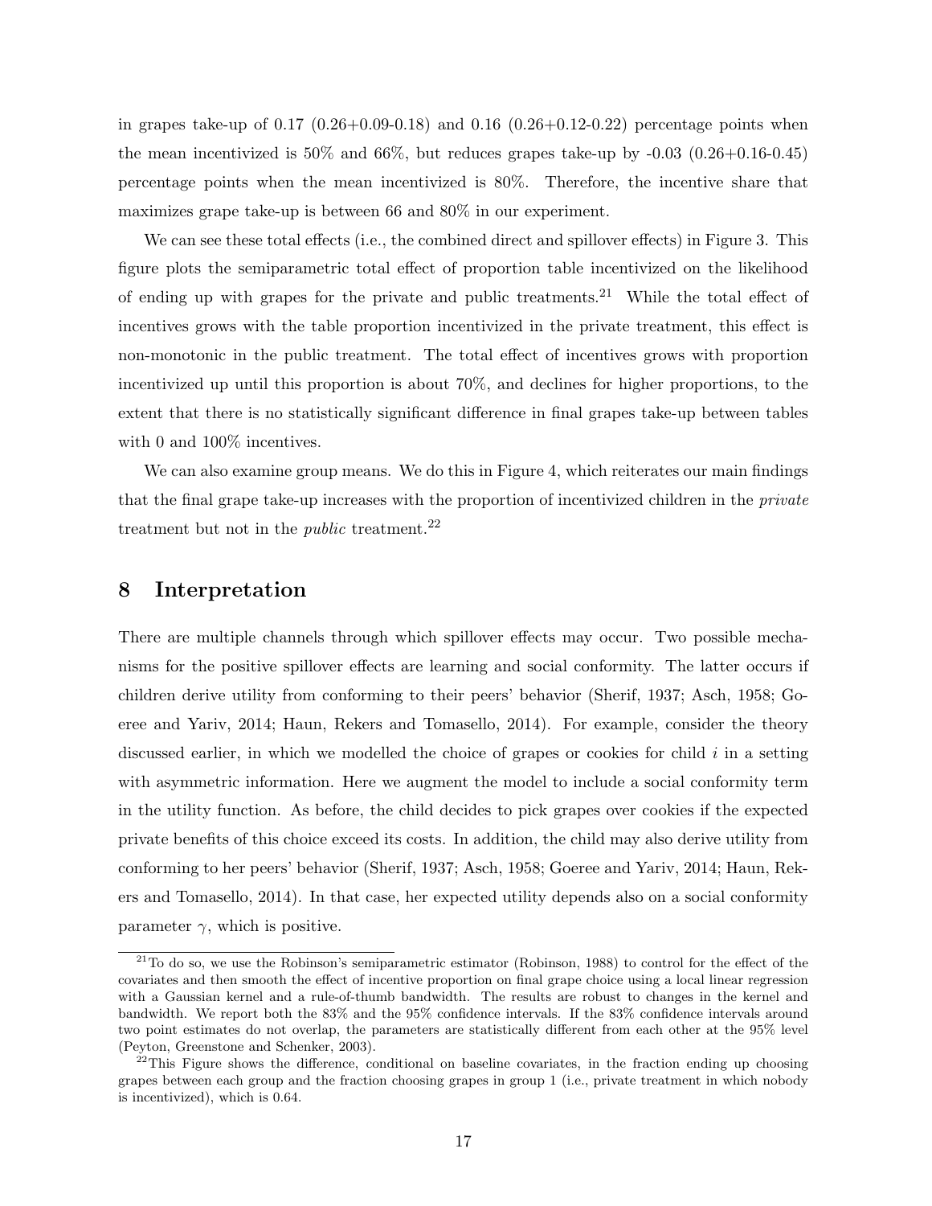in grapes take-up of 0.17 (0.26+0.09-0.18) and 0.16 (0.26+0.12-0.22) percentage points when the mean incentivized is 50% and 66%, but reduces grapes take-up by -0.03 (0.26+0.16-0.45) percentage points when the mean incentivized is 80%. Therefore, the incentive share that maximizes grape take-up is between 66 and 80% in our experiment.

We can see these total effects (i.e., the combined direct and spillover effects) in Figure 3. This figure plots the semiparametric total effect of proportion table incentivized on the likelihood of ending up with grapes for the private and public treatments.[21] While the total effect of incentives grows with the table proportion incentivized in the private treatment, this effect is non-monotonic in the public treatment. The total effect of incentives grows with proportion incentivized up until this proportion is about 70%, and declines for higher proportions, to the extent that there is no statistically significant difference in final grapes take-up between tables with 0 and 100% incentives.

We can also examine group means. We do this in Figure 4, which reiterates our main findings that the final grape take-up increases with the proportion of incentivized children in the *private* treatment but not in the *public* treatment.[22]

## 8 Interpretation

There are multiple channels through which spillover effects may occur. Two possible mechanisms for the positive spillover effects are learning and social conformity. The latter occurs if children derive utility from conforming to their peers' behavior (Sherif, 1937; Asch, 1958; Goeree and Yariv, 2014; Haun, Rekers and Tomasello, 2014). For example, consider the theory discussed earlier, in which we modelled the choice of grapes or cookies for child $i$ in a setting with asymmetric information. Here we augment the model to include a social conformity term in the utility function. As before, the child decides to pick grapes over cookies if the expected private benefits of this choice exceed its costs. In addition, the child may also derive utility from conforming to her peers' behavior (Sherif, 1937; Asch, 1958; Goeree and Yariv, 2014; Haun, Rekers and Tomasello, 2014). In that case, her expected utility depends also on a social conformity parameter $\gamma$, which is positive.

---

[21] To do so, we use the Robinson's semiparametric estimator (Robinson, 1988) to control for the effect of the covariates and then smooth the effect of incentive proportion on final grape choice using a local linear regression with a Gaussian kernel and a rule-of-thumb bandwidth. The results are robust to changes in the kernel and bandwidth. We report both the 83% and the 95% confidence intervals. If the 83% confidence intervals around two point estimates do not overlap, the parameters are statistically different from each other at the 95% level (Peyton, Greenstone and Schenker, 2003).

[22] This Figure shows the difference, conditional on baseline covariates, in the fraction ending up choosing grapes between each group and the fraction choosing grapes in group 1 (i.e., private treatment in which nobody is incentivized), which is 0.64.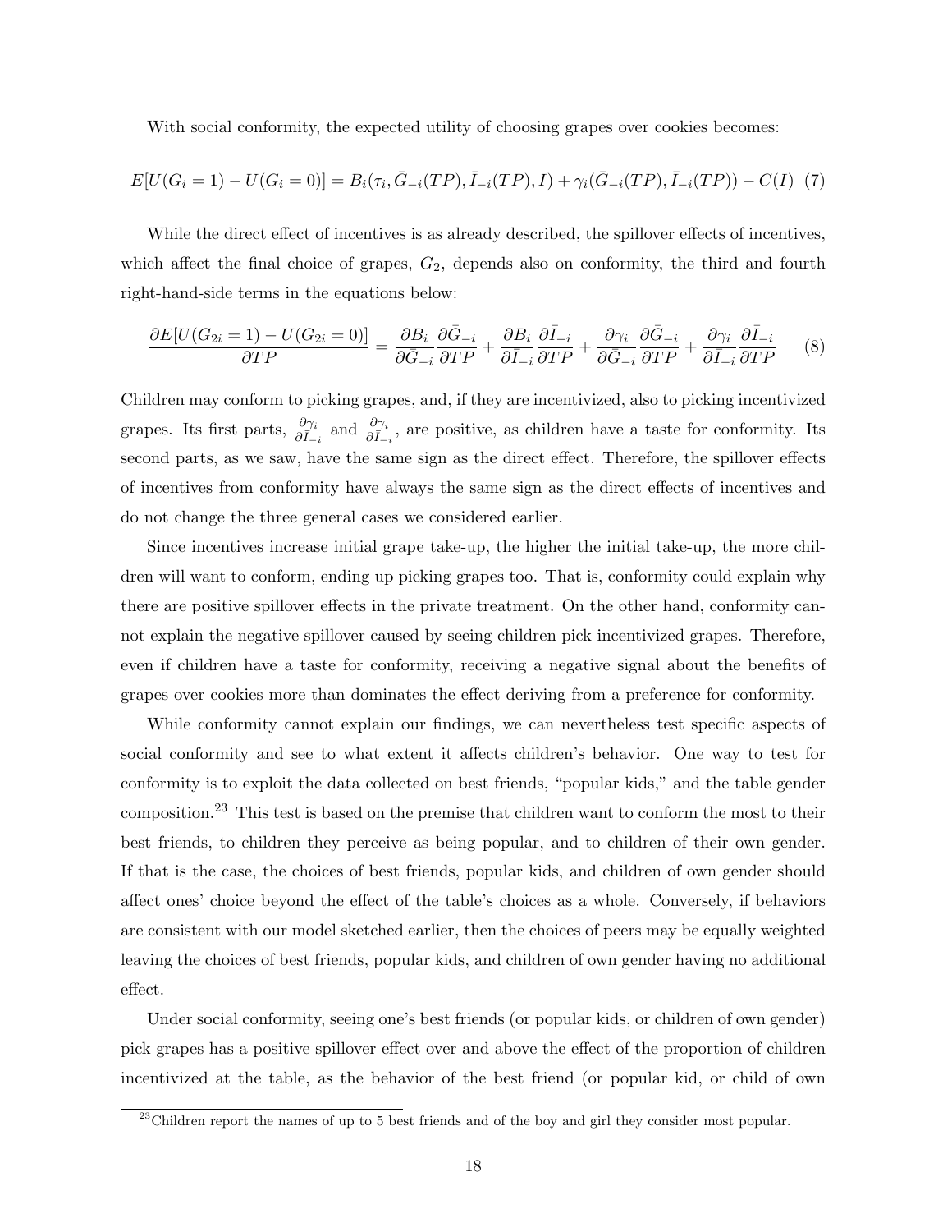With social conformity, the expected utility of choosing grapes over cookies becomes:

$$E[U(G_i = 1) - U(G_i = 0)] = B_i(\tau_i, \bar{G}_{-i}(TP), \bar{I}_{-i}(TP), I) + \gamma_i(\bar{G}_{-i}(TP), \bar{I}_{-i}(TP)) - C(I) \quad (7)$$

While the direct effect of incentives is as already described, the spillover effects of incentives, which affect the final choice of grapes, $G_2$, depends also on conformity, the third and fourth right-hand-side terms in the equations below:

$$\frac{\partial E[U(G_{2i} = 1) - U(G_{2i} = 0)]}{\partial TP} = \frac{\partial B_i}{\partial \bar{G}_{-i}} \frac{\partial \bar{G}_{-i}}{\partial TP} + \frac{\partial B_i}{\partial \bar{I}_{-i}} \frac{\partial \bar{I}_{-i}}{\partial TP} + \frac{\partial \gamma_i}{\partial \bar{G}_{-i}} \frac{\partial \bar{G}_{-i}}{\partial TP} + \frac{\partial \gamma_i}{\partial \bar{I}_{-i}} \frac{\partial \bar{I}_{-i}}{\partial TP} \quad (8)$$

Children may conform to picking grapes, and, if they are incentivized, also to picking incentivized grapes. Its first parts, $\frac{\partial \gamma_i}{\partial \bar{I}_{-i}}$ and $\frac{\partial \gamma_i}{\partial \bar{I}_{-i}}$, are positive, as children have a taste for conformity. Its second parts, as we saw, have the same sign as the direct effect. Therefore, the spillover effects of incentives from conformity have always the same sign as the direct effects of incentives and do not change the three general cases we considered earlier.

Since incentives increase initial grape take-up, the higher the initial take-up, the more children will want to conform, ending up picking grapes too. That is, conformity could explain why there are positive spillover effects in the private treatment. On the other hand, conformity cannot explain the negative spillover caused by seeing children pick incentivized grapes. Therefore, even if children have a taste for conformity, receiving a negative signal about the benefits of grapes over cookies more than dominates the effect deriving from a preference for conformity.

While conformity cannot explain our findings, we can nevertheless test specific aspects of social conformity and see to what extent it affects children's behavior. One way to test for conformity is to exploit the data collected on best friends, "popular kids," and the table gender composition.[23] This test is based on the premise that children want to conform the most to their best friends, to children they perceive as being popular, and to children of their own gender. If that is the case, the choices of best friends, popular kids, and children of own gender should affect ones' choice beyond the effect of the table's choices as a whole. Conversely, if behaviors are consistent with our model sketched earlier, then the choices of peers may be equally weighted leaving the choices of best friends, popular kids, and children of own gender having no additional effect.

Under social conformity, seeing one's best friends (or popular kids, or children of own gender) pick grapes has a positive spillover effect over and above the effect of the proportion of children incentivized at the table, as the behavior of the best friend (or popular kid, or child of own

[23] Children report the names of up to 5 best friends and of the boy and girl they consider most popular.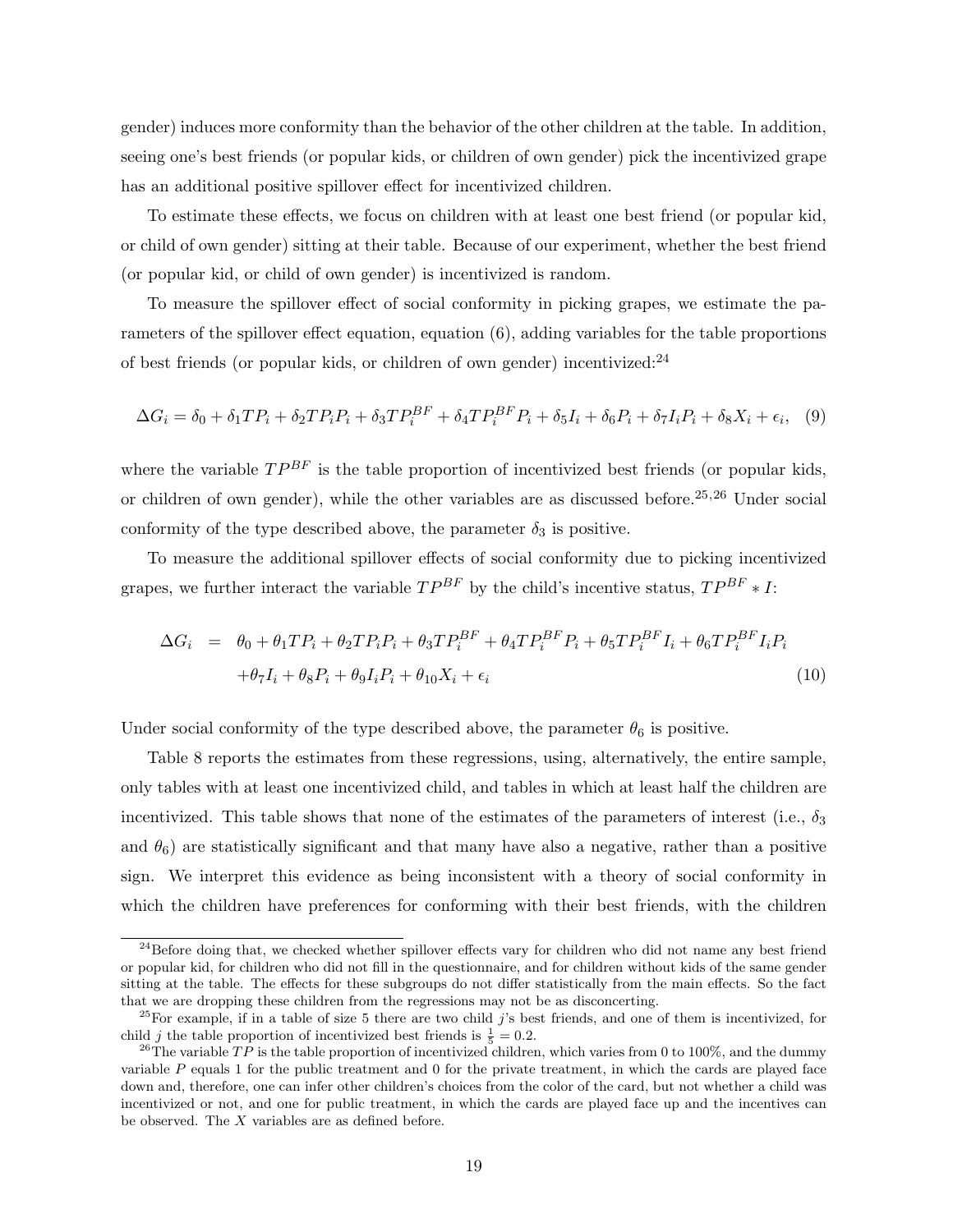gender) induces more conformity than the behavior of the other children at the table. In addition, seeing one's best friends (or popular kids, or children of own gender) pick the incentivized grape has an additional positive spillover effect for incentivized children.

To estimate these effects, we focus on children with at least one best friend (or popular kid, or child of own gender) sitting at their table. Because of our experiment, whether the best friend (or popular kid, or child of own gender) is incentivized is random.

To measure the spillover effect of social conformity in picking grapes, we estimate the parameters of the spillover effect equation, equation (6), adding variables for the table proportions of best friends (or popular kids, or children of own gender) incentivized:[24]

$$\Delta G_i = \delta_0 + \delta_1 TP_i + \delta_2 TP_i P_i + \delta_3 TP_i^{BF} + \delta_4 TP_i^{BF} P_i + \delta_5 I_i + \delta_6 P_i + \delta_7 I_i P_i + \delta_8 X_i + \epsilon_i, \quad (9)$$

where the variable $TP^{BF}$ is the table proportion of incentivized best friends (or popular kids, or children of own gender), while the other variables are as discussed before.[25,26] Under social conformity of the type described above, the parameter $\delta_3$ is positive.

To measure the additional spillover effects of social conformity due to picking incentivized grapes, we further interact the variable $TP^{BF}$ by the child's incentive status, $TP^{BF} * I$:

$$\begin{aligned}\Delta G_i \;=\; & \theta_0 + \theta_1 TP_i + \theta_2 TP_i P_i + \theta_3 TP_i^{BF} + \theta_4 TP_i^{BF} P_i + \theta_5 TP_i^{BF} I_i + \theta_6 TP_i^{BF} I_i P_i \\ & + \theta_7 I_i + \theta_8 P_i + \theta_9 I_i P_i + \theta_{10} X_i + \epsilon_i \end{aligned} \quad (10)$$

Under social conformity of the type described above, the parameter $\theta_6$ is positive.

Table 8 reports the estimates from these regressions, using, alternatively, the entire sample, only tables with at least one incentivized child, and tables in which at least half the children are incentivized. This table shows that none of the estimates of the parameters of interest (i.e., $\delta_3$ and $\theta_6$) are statistically significant and that many have also a negative, rather than a positive sign. We interpret this evidence as being inconsistent with a theory of social conformity in which the children have preferences for conforming with their best friends, with the children

---

[24] Before doing that, we checked whether spillover effects vary for children who did not name any best friend or popular kid, for children who did not fill in the questionnaire, and for children without kids of the same gender sitting at the table. The effects for these subgroups do not differ statistically from the main effects. So the fact that we are dropping these children from the regressions may not be as disconcerting.

[25] For example, if in a table of size 5 there are two child $j$'s best friends, and one of them is incentivized, for child $j$ the table proportion of incentivized best friends is $\frac{1}{5} = 0.2$.

[26] The variable $TP$ is the table proportion of incentivized children, which varies from 0 to 100%, and the dummy variable $P$ equals 1 for the public treatment and 0 for the private treatment, in which the cards are played face down and, therefore, one can infer other children's choices from the color of the card, but not whether a child was incentivized or not, and one for public treatment, in which the cards are played face up and the incentives can be observed. The $X$ variables are as defined before.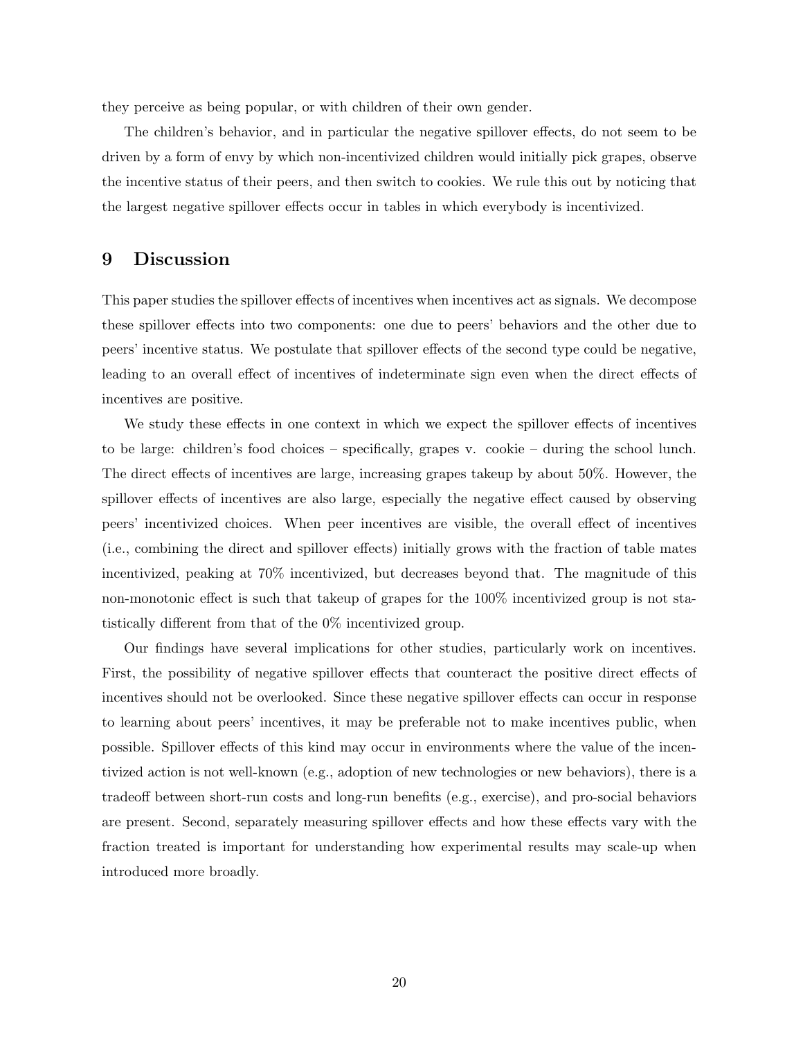they perceive as being popular, or with children of their own gender.

The children's behavior, and in particular the negative spillover effects, do not seem to be driven by a form of envy by which non-incentivized children would initially pick grapes, observe the incentive status of their peers, and then switch to cookies. We rule this out by noticing that the largest negative spillover effects occur in tables in which everybody is incentivized.

# 9 Discussion

This paper studies the spillover effects of incentives when incentives act as signals. We decompose these spillover effects into two components: one due to peers' behaviors and the other due to peers' incentive status. We postulate that spillover effects of the second type could be negative, leading to an overall effect of incentives of indeterminate sign even when the direct effects of incentives are positive.

We study these effects in one context in which we expect the spillover effects of incentives to be large: children's food choices – specifically, grapes v. cookie – during the school lunch. The direct effects of incentives are large, increasing grapes takeup by about 50%. However, the spillover effects of incentives are also large, especially the negative effect caused by observing peers' incentivized choices. When peer incentives are visible, the overall effect of incentives (i.e., combining the direct and spillover effects) initially grows with the fraction of table mates incentivized, peaking at 70% incentivized, but decreases beyond that. The magnitude of this non-monotonic effect is such that takeup of grapes for the 100% incentivized group is not statistically different from that of the 0% incentivized group.

Our findings have several implications for other studies, particularly work on incentives. First, the possibility of negative spillover effects that counteract the positive direct effects of incentives should not be overlooked. Since these negative spillover effects can occur in response to learning about peers' incentives, it may be preferable not to make incentives public, when possible. Spillover effects of this kind may occur in environments where the value of the incentivized action is not well-known (e.g., adoption of new technologies or new behaviors), there is a tradeoff between short-run costs and long-run benefits (e.g., exercise), and pro-social behaviors are present. Second, separately measuring spillover effects and how these effects vary with the fraction treated is important for understanding how experimental results may scale-up when introduced more broadly.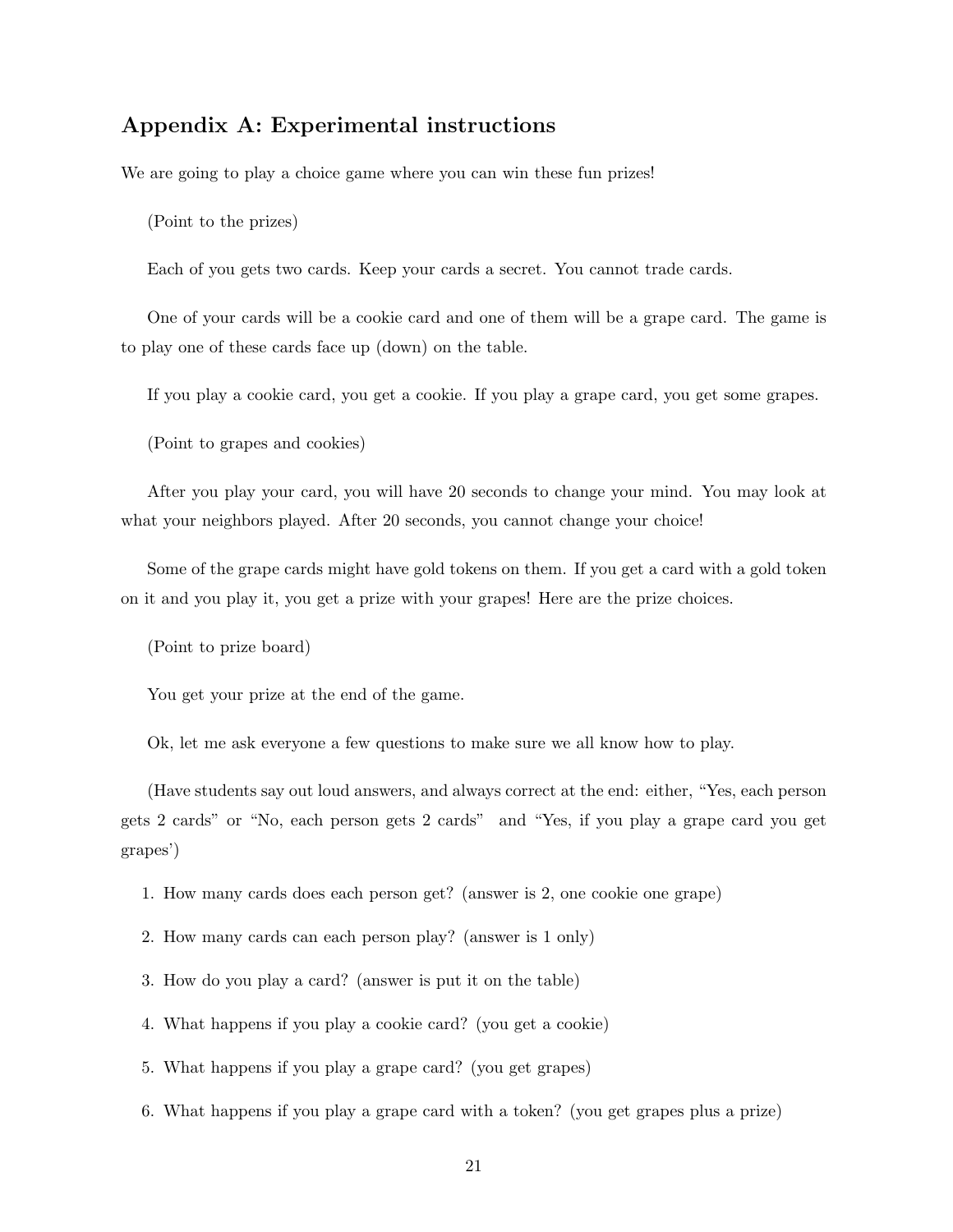## Appendix A: Experimental instructions

We are going to play a choice game where you can win these fun prizes!

(Point to the prizes)

Each of you gets two cards. Keep your cards a secret. You cannot trade cards.

One of your cards will be a cookie card and one of them will be a grape card. The game is to play one of these cards face up (down) on the table.

If you play a cookie card, you get a cookie. If you play a grape card, you get some grapes.

(Point to grapes and cookies)

After you play your card, you will have 20 seconds to change your mind. You may look at what your neighbors played. After 20 seconds, you cannot change your choice!

Some of the grape cards might have gold tokens on them. If you get a card with a gold token on it and you play it, you get a prize with your grapes! Here are the prize choices.

(Point to prize board)

You get your prize at the end of the game.

Ok, let me ask everyone a few questions to make sure we all know how to play.

(Have students say out loud answers, and always correct at the end: either, "Yes, each person gets 2 cards" or "No, each person gets 2 cards" and "Yes, if you play a grape card you get grapes')

1. How many cards does each person get? (answer is 2, one cookie one grape)
2. How many cards can each person play? (answer is 1 only)
3. How do you play a card? (answer is put it on the table)
4. What happens if you play a cookie card? (you get a cookie)
5. What happens if you play a grape card? (you get grapes)
6. What happens if you play a grape card with a token? (you get grapes plus a prize)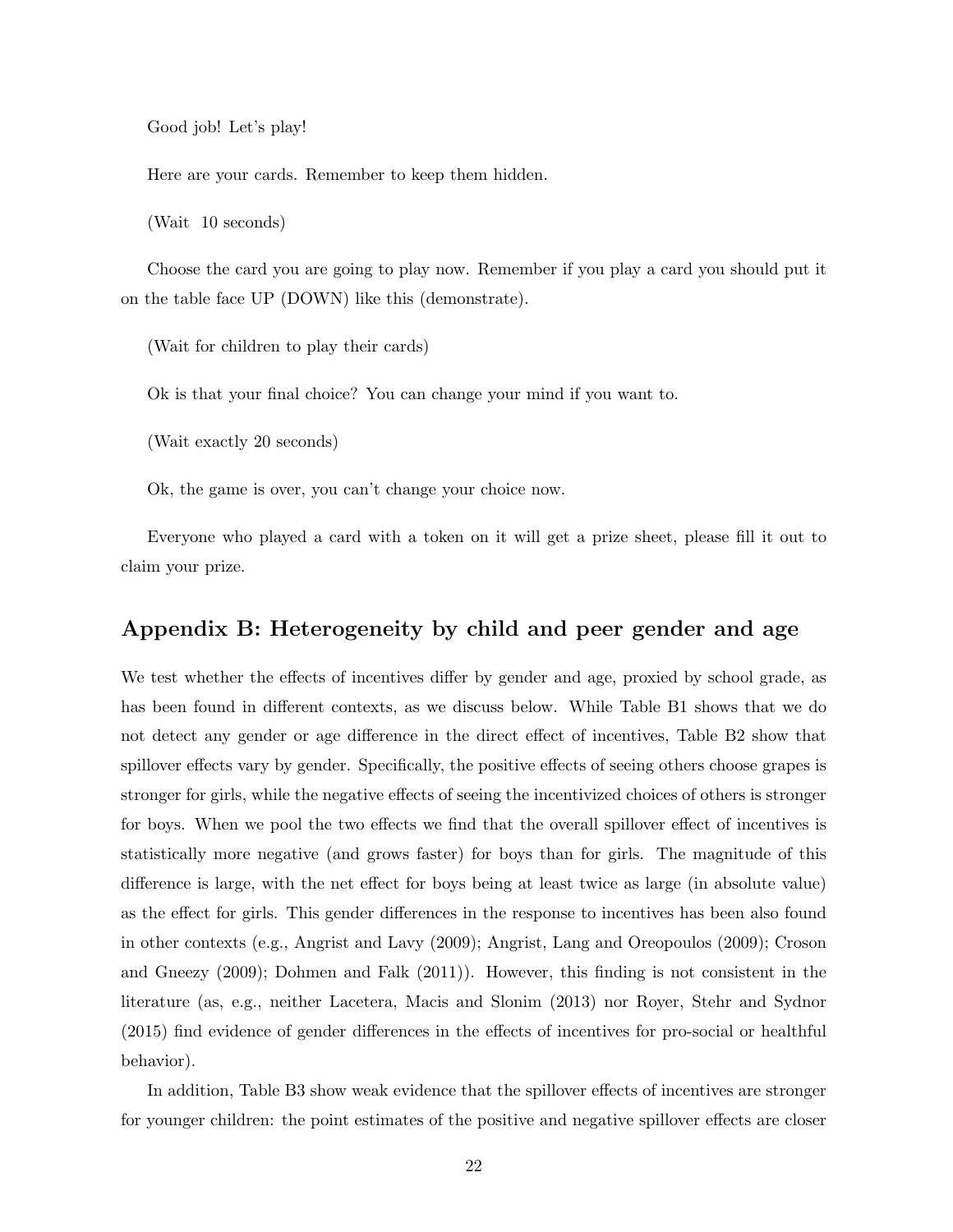Good job! Let's play!

Here are your cards. Remember to keep them hidden.

(Wait 10 seconds)

Choose the card you are going to play now. Remember if you play a card you should put it on the table face UP (DOWN) like this (demonstrate).

(Wait for children to play their cards)

Ok is that your final choice? You can change your mind if you want to.

(Wait exactly 20 seconds)

Ok, the game is over, you can't change your choice now.

Everyone who played a card with a token on it will get a prize sheet, please fill it out to claim your prize.

## Appendix B: Heterogeneity by child and peer gender and age

We test whether the effects of incentives differ by gender and age, proxied by school grade, as has been found in different contexts, as we discuss below. While Table B1 shows that we do not detect any gender or age difference in the direct effect of incentives, Table B2 show that spillover effects vary by gender. Specifically, the positive effects of seeing others choose grapes is stronger for girls, while the negative effects of seeing the incentivized choices of others is stronger for boys. When we pool the two effects we find that the overall spillover effect of incentives is statistically more negative (and grows faster) for boys than for girls. The magnitude of this difference is large, with the net effect for boys being at least twice as large (in absolute value) as the effect for girls. This gender differences in the response to incentives has been also found in other contexts (e.g., Angrist and Lavy (2009); Angrist, Lang and Oreopoulos (2009); Croson and Gneezy (2009); Dohmen and Falk (2011)). However, this finding is not consistent in the literature (as, e.g., neither Lacetera, Macis and Slonim (2013) nor Royer, Stehr and Sydnor (2015) find evidence of gender differences in the effects of incentives for pro-social or healthful behavior).

In addition, Table B3 show weak evidence that the spillover effects of incentives are stronger for younger children: the point estimates of the positive and negative spillover effects are closer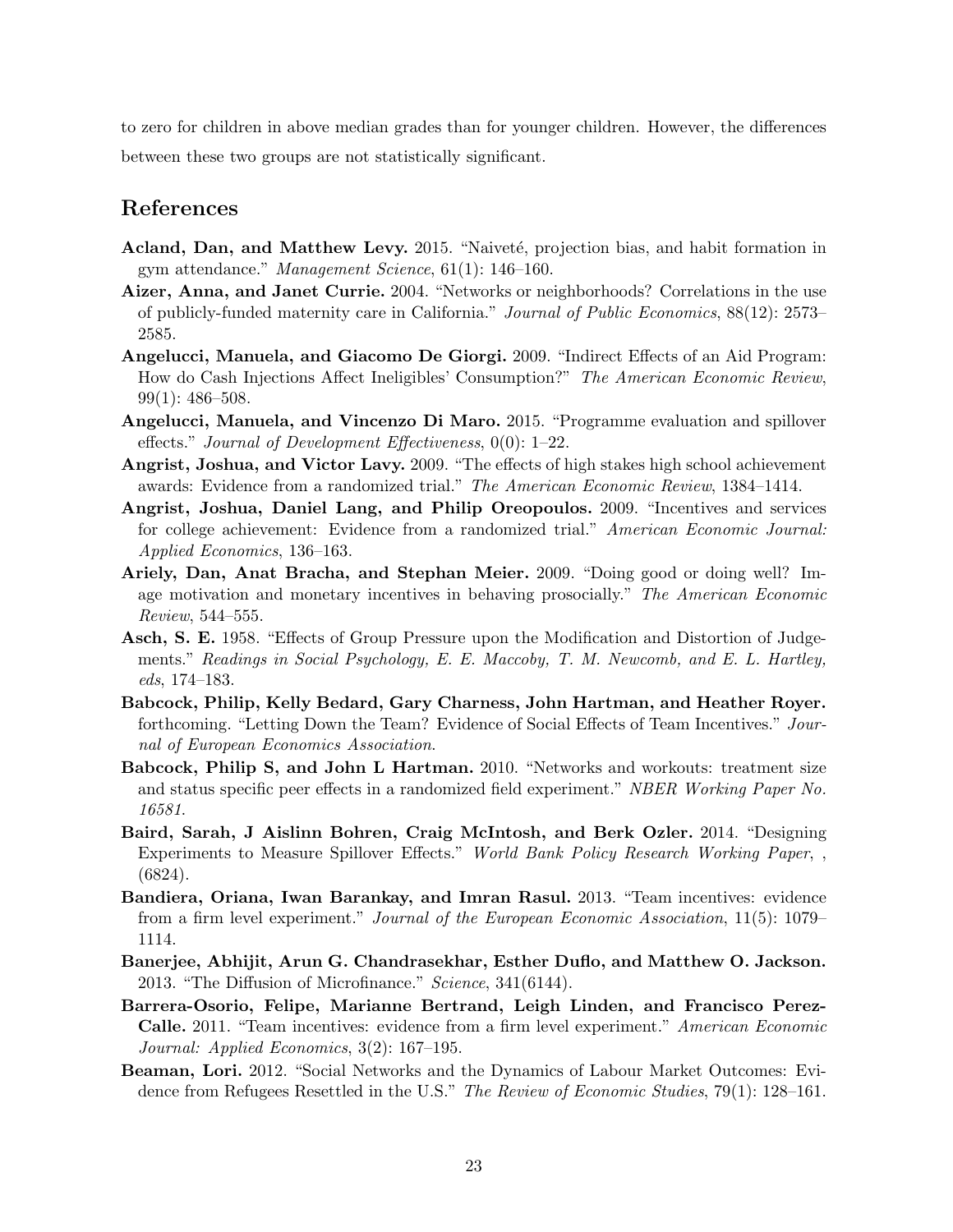to zero for children in above median grades than for younger children. However, the differences between these two groups are not statistically significant.

## References

**Acland, Dan, and Matthew Levy.** 2015. "Naiveté, projection bias, and habit formation in gym attendance." *Management Science*, 61(1): 146–160.

**Aizer, Anna, and Janet Currie.** 2004. "Networks or neighborhoods? Correlations in the use of publicly-funded maternity care in California." *Journal of Public Economics*, 88(12): 2573–2585.

**Angelucci, Manuela, and Giacomo De Giorgi.** 2009. "Indirect Effects of an Aid Program: How do Cash Injections Affect Ineligibles' Consumption?" *The American Economic Review*, 99(1): 486–508.

**Angelucci, Manuela, and Vincenzo Di Maro.** 2015. "Programme evaluation and spillover effects." *Journal of Development Effectiveness*, 0(0): 1–22.

**Angrist, Joshua, and Victor Lavy.** 2009. "The effects of high stakes high school achievement awards: Evidence from a randomized trial." *The American Economic Review*, 1384–1414.

**Angrist, Joshua, Daniel Lang, and Philip Oreopoulos.** 2009. "Incentives and services for college achievement: Evidence from a randomized trial." *American Economic Journal: Applied Economics*, 136–163.

**Ariely, Dan, Anat Bracha, and Stephan Meier.** 2009. "Doing good or doing well? Image motivation and monetary incentives in behaving prosocially." *The American Economic Review*, 544–555.

**Asch, S. E.** 1958. "Effects of Group Pressure upon the Modification and Distortion of Judgements." *Readings in Social Psychology, E. E. Maccoby, T. M. Newcomb, and E. L. Hartley, eds*, 174–183.

**Babcock, Philip, Kelly Bedard, Gary Charness, John Hartman, and Heather Royer.** forthcoming. "Letting Down the Team? Evidence of Social Effects of Team Incentives." *Journal of European Economics Association*.

**Babcock, Philip S, and John L Hartman.** 2010. "Networks and workouts: treatment size and status specific peer effects in a randomized field experiment." *NBER Working Paper No. 16581*.

**Baird, Sarah, J Aislinn Bohren, Craig McIntosh, and Berk Ozler.** 2014. "Designing Experiments to Measure Spillover Effects." *World Bank Policy Research Working Paper*, , (6824).

**Bandiera, Oriana, Iwan Barankay, and Imran Rasul.** 2013. "Team incentives: evidence from a firm level experiment." *Journal of the European Economic Association*, 11(5): 1079–1114.

**Banerjee, Abhijit, Arun G. Chandrasekhar, Esther Duflo, and Matthew O. Jackson.** 2013. "The Diffusion of Microfinance." *Science*, 341(6144).

**Barrera-Osorio, Felipe, Marianne Bertrand, Leigh Linden, and Francisco Perez-Calle.** 2011. "Team incentives: evidence from a firm level experiment." *American Economic Journal: Applied Economics*, 3(2): 167–195.

**Beaman, Lori.** 2012. "Social Networks and the Dynamics of Labour Market Outcomes: Evidence from Refugees Resettled in the U.S." *The Review of Economic Studies*, 79(1): 128–161.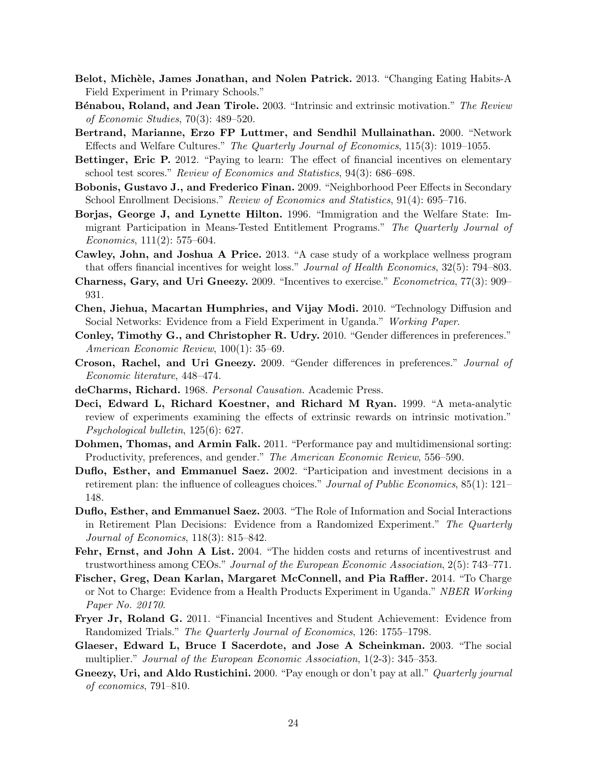**Belot, Michèle, James Jonathan, and Nolen Patrick.** 2013. "Changing Eating Habits-A Field Experiment in Primary Schools."

**Bénabou, Roland, and Jean Tirole.** 2003. "Intrinsic and extrinsic motivation." *The Review of Economic Studies*, 70(3): 489–520.

**Bertrand, Marianne, Erzo FP Luttmer, and Sendhil Mullainathan.** 2000. "Network Effects and Welfare Cultures." *The Quarterly Journal of Economics*, 115(3): 1019–1055.

**Bettinger, Eric P.** 2012. "Paying to learn: The effect of financial incentives on elementary school test scores." *Review of Economics and Statistics*, 94(3): 686–698.

**Bobonis, Gustavo J., and Frederico Finan.** 2009. "Neighborhood Peer Effects in Secondary School Enrollment Decisions." *Review of Economics and Statistics*, 91(4): 695–716.

**Borjas, George J, and Lynette Hilton.** 1996. "Immigration and the Welfare State: Immigrant Participation in Means-Tested Entitlement Programs." *The Quarterly Journal of Economics*, 111(2): 575–604.

**Cawley, John, and Joshua A Price.** 2013. "A case study of a workplace wellness program that offers financial incentives for weight loss." *Journal of Health Economics*, 32(5): 794–803.

**Charness, Gary, and Uri Gneezy.** 2009. "Incentives to exercise." *Econometrica*, 77(3): 909–931.

**Chen, Jiehua, Macartan Humphries, and Vijay Modi.** 2010. "Technology Diffusion and Social Networks: Evidence from a Field Experiment in Uganda." *Working Paper*.

**Conley, Timothy G., and Christopher R. Udry.** 2010. "Gender differences in preferences." *American Economic Review*, 100(1): 35–69.

**Croson, Rachel, and Uri Gneezy.** 2009. "Gender differences in preferences." *Journal of Economic literature*, 448–474.

**deCharms, Richard.** 1968. *Personal Causation.* Academic Press.

**Deci, Edward L, Richard Koestner, and Richard M Ryan.** 1999. "A meta-analytic review of experiments examining the effects of extrinsic rewards on intrinsic motivation." *Psychological bulletin*, 125(6): 627.

**Dohmen, Thomas, and Armin Falk.** 2011. "Performance pay and multidimensional sorting: Productivity, preferences, and gender." *The American Economic Review*, 556–590.

**Duflo, Esther, and Emmanuel Saez.** 2002. "Participation and investment decisions in a retirement plan: the influence of colleagues choices." *Journal of Public Economics*, 85(1): 121–148.

**Duflo, Esther, and Emmanuel Saez.** 2003. "The Role of Information and Social Interactions in Retirement Plan Decisions: Evidence from a Randomized Experiment." *The Quarterly Journal of Economics*, 118(3): 815–842.

**Fehr, Ernst, and John A List.** 2004. "The hidden costs and returns of incentivestrust and trustworthiness among CEOs." *Journal of the European Economic Association*, 2(5): 743–771.

**Fischer, Greg, Dean Karlan, Margaret McConnell, and Pia Raffler.** 2014. "To Charge or Not to Charge: Evidence from a Health Products Experiment in Uganda." *NBER Working Paper No. 20170*.

**Fryer Jr, Roland G.** 2011. "Financial Incentives and Student Achievement: Evidence from Randomized Trials." *The Quarterly Journal of Economics*, 126: 1755–1798.

**Glaeser, Edward L, Bruce I Sacerdote, and Jose A Scheinkman.** 2003. "The social multiplier." *Journal of the European Economic Association*, 1(2-3): 345–353.

**Gneezy, Uri, and Aldo Rustichini.** 2000. "Pay enough or don't pay at all." *Quarterly journal of economics*, 791–810.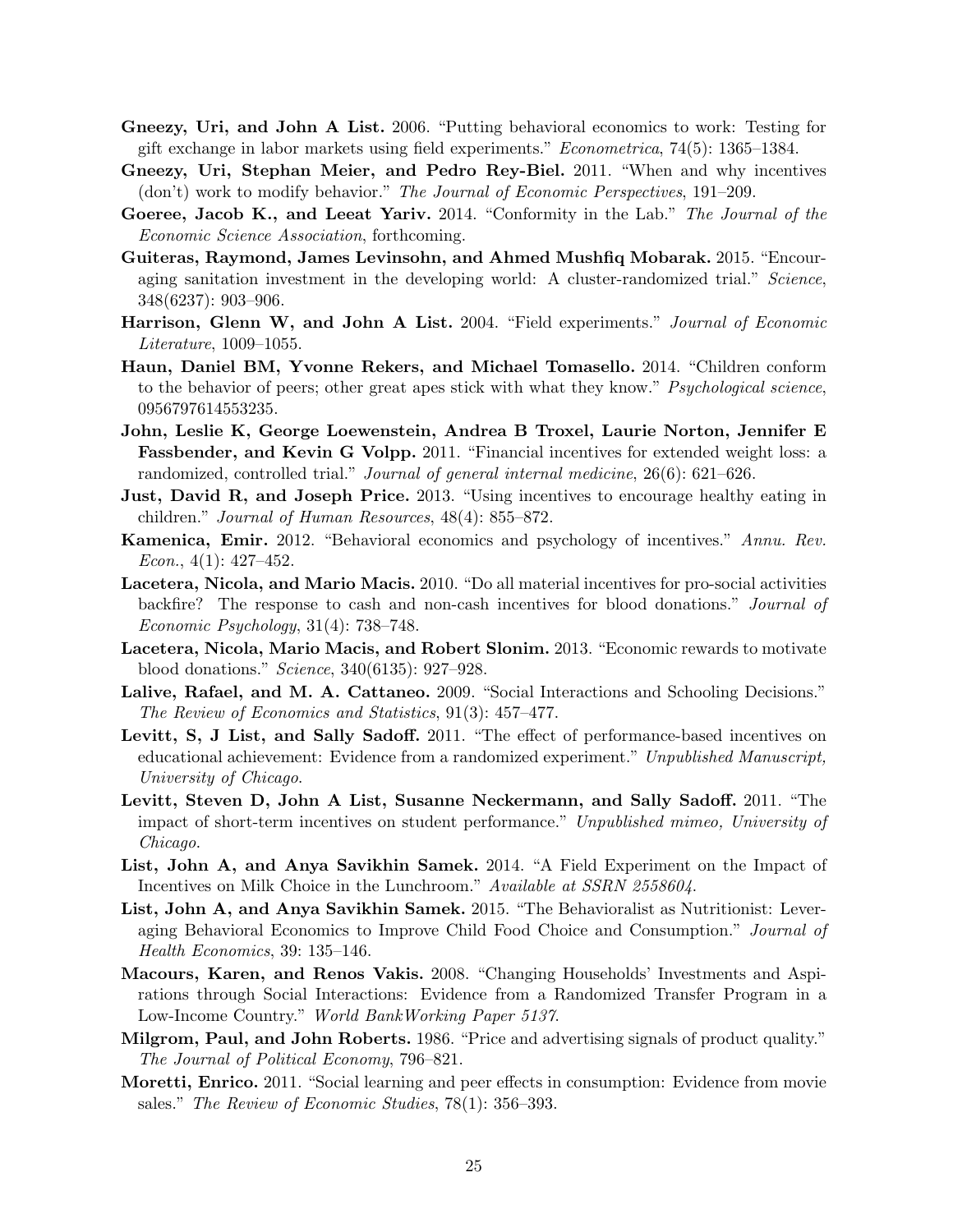**Gneezy, Uri, and John A List.** 2006. "Putting behavioral economics to work: Testing for gift exchange in labor markets using field experiments." *Econometrica*, 74(5): 1365–1384.

**Gneezy, Uri, Stephan Meier, and Pedro Rey-Biel.** 2011. "When and why incentives (don't) work to modify behavior." *The Journal of Economic Perspectives*, 191–209.

**Goeree, Jacob K., and Leeat Yariv.** 2014. "Conformity in the Lab." *The Journal of the Economic Science Association*, forthcoming.

**Guiteras, Raymond, James Levinsohn, and Ahmed Mushfiq Mobarak.** 2015. "Encouraging sanitation investment in the developing world: A cluster-randomized trial." *Science*, 348(6237): 903–906.

**Harrison, Glenn W, and John A List.** 2004. "Field experiments." *Journal of Economic Literature*, 1009–1055.

**Haun, Daniel BM, Yvonne Rekers, and Michael Tomasello.** 2014. "Children conform to the behavior of peers; other great apes stick with what they know." *Psychological science*, 0956797614553235.

**John, Leslie K, George Loewenstein, Andrea B Troxel, Laurie Norton, Jennifer E Fassbender, and Kevin G Volpp.** 2011. "Financial incentives for extended weight loss: a randomized, controlled trial." *Journal of general internal medicine*, 26(6): 621–626.

**Just, David R, and Joseph Price.** 2013. "Using incentives to encourage healthy eating in children." *Journal of Human Resources*, 48(4): 855–872.

**Kamenica, Emir.** 2012. "Behavioral economics and psychology of incentives." *Annu. Rev. Econ.*, 4(1): 427–452.

**Lacetera, Nicola, and Mario Macis.** 2010. "Do all material incentives for pro-social activities backfire? The response to cash and non-cash incentives for blood donations." *Journal of Economic Psychology*, 31(4): 738–748.

**Lacetera, Nicola, Mario Macis, and Robert Slonim.** 2013. "Economic rewards to motivate blood donations." *Science*, 340(6135): 927–928.

**Lalive, Rafael, and M. A. Cattaneo.** 2009. "Social Interactions and Schooling Decisions." *The Review of Economics and Statistics*, 91(3): 457–477.

**Levitt, S, J List, and Sally Sadoff.** 2011. "The effect of performance-based incentives on educational achievement: Evidence from a randomized experiment." *Unpublished Manuscript, University of Chicago.*

**Levitt, Steven D, John A List, Susanne Neckermann, and Sally Sadoff.** 2011. "The impact of short-term incentives on student performance." *Unpublished mimeo, University of Chicago.*

**List, John A, and Anya Savikhin Samek.** 2014. "A Field Experiment on the Impact of Incentives on Milk Choice in the Lunchroom." *Available at SSRN 2558604.*

**List, John A, and Anya Savikhin Samek.** 2015. "The Behavioralist as Nutritionist: Leveraging Behavioral Economics to Improve Child Food Choice and Consumption." *Journal of Health Economics*, 39: 135–146.

**Macours, Karen, and Renos Vakis.** 2008. "Changing Households' Investments and Aspirations through Social Interactions: Evidence from a Randomized Transfer Program in a Low-Income Country." *World BankWorking Paper 5137.*

**Milgrom, Paul, and John Roberts.** 1986. "Price and advertising signals of product quality." *The Journal of Political Economy*, 796–821.

**Moretti, Enrico.** 2011. "Social learning and peer effects in consumption: Evidence from movie sales." *The Review of Economic Studies*, 78(1): 356–393.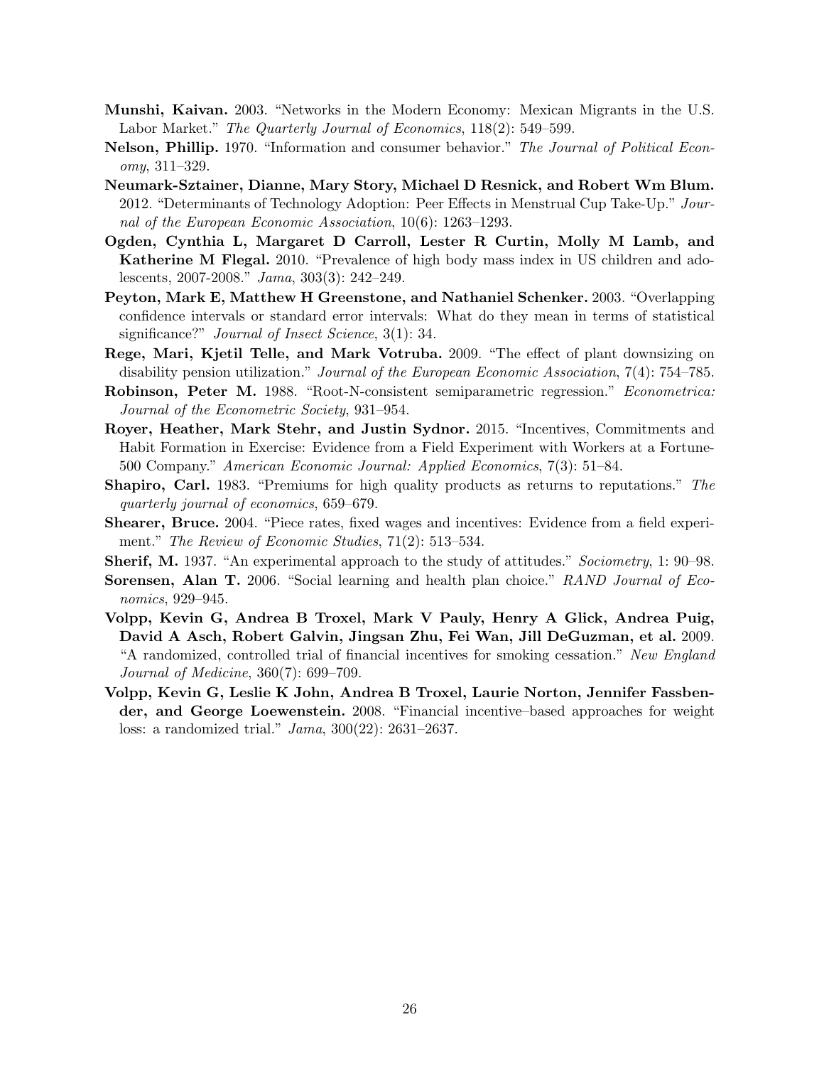**Munshi, Kaivan.** 2003. "Networks in the Modern Economy: Mexican Migrants in the U.S. Labor Market." *The Quarterly Journal of Economics*, 118(2): 549–599.

**Nelson, Phillip.** 1970. "Information and consumer behavior." *The Journal of Political Economy*, 311–329.

**Neumark-Sztainer, Dianne, Mary Story, Michael D Resnick, and Robert Wm Blum.** 2012. "Determinants of Technology Adoption: Peer Effects in Menstrual Cup Take-Up." *Journal of the European Economic Association*, 10(6): 1263–1293.

**Ogden, Cynthia L, Margaret D Carroll, Lester R Curtin, Molly M Lamb, and Katherine M Flegal.** 2010. "Prevalence of high body mass index in US children and adolescents, 2007-2008." *Jama*, 303(3): 242–249.

**Peyton, Mark E, Matthew H Greenstone, and Nathaniel Schenker.** 2003. "Overlapping confidence intervals or standard error intervals: What do they mean in terms of statistical significance?" *Journal of Insect Science*, 3(1): 34.

**Rege, Mari, Kjetil Telle, and Mark Votruba.** 2009. "The effect of plant downsizing on disability pension utilization." *Journal of the European Economic Association*, 7(4): 754–785.

**Robinson, Peter M.** 1988. "Root-N-consistent semiparametric regression." *Econometrica: Journal of the Econometric Society*, 931–954.

**Royer, Heather, Mark Stehr, and Justin Sydnor.** 2015. "Incentives, Commitments and Habit Formation in Exercise: Evidence from a Field Experiment with Workers at a Fortune-500 Company." *American Economic Journal: Applied Economics*, 7(3): 51–84.

**Shapiro, Carl.** 1983. "Premiums for high quality products as returns to reputations." *The quarterly journal of economics*, 659–679.

**Shearer, Bruce.** 2004. "Piece rates, fixed wages and incentives: Evidence from a field experiment." *The Review of Economic Studies*, 71(2): 513–534.

**Sherif, M.** 1937. "An experimental approach to the study of attitudes." *Sociometry*, 1: 90–98.

**Sorensen, Alan T.** 2006. "Social learning and health plan choice." *RAND Journal of Economics*, 929–945.

**Volpp, Kevin G, Andrea B Troxel, Mark V Pauly, Henry A Glick, Andrea Puig, David A Asch, Robert Galvin, Jingsan Zhu, Fei Wan, Jill DeGuzman, et al.** 2009. "A randomized, controlled trial of financial incentives for smoking cessation." *New England Journal of Medicine*, 360(7): 699–709.

**Volpp, Kevin G, Leslie K John, Andrea B Troxel, Laurie Norton, Jennifer Fassbender, and George Loewenstein.** 2008. "Financial incentive–based approaches for weight loss: a randomized trial." *Jama*, 300(22): 2631–2637.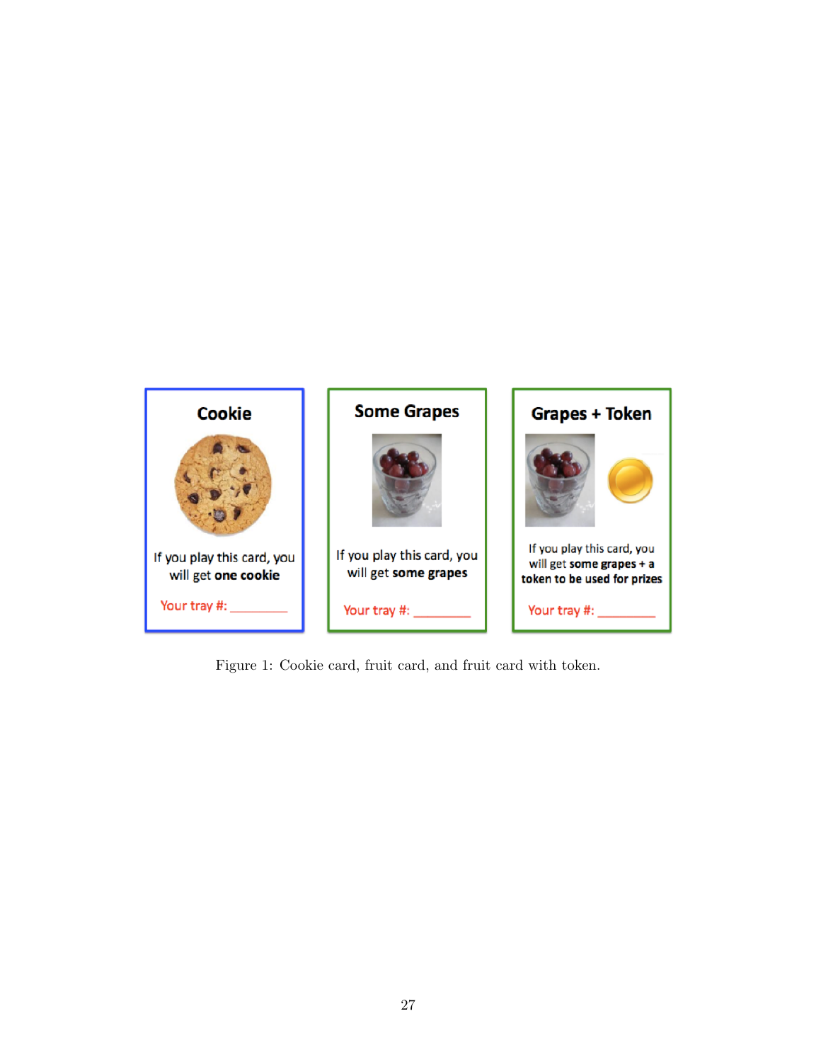Cookie

If you play this card, you will get **one cookie**

Your tray #: ________

Some Grapes

If you play this card, you will get **some grapes**

Your tray #: ________

Grapes + Token

If you play this card, you will get **some grapes + a token to be used for prizes**

Your tray #: ________

Figure 1: Cookie card, fruit card, and fruit card with token.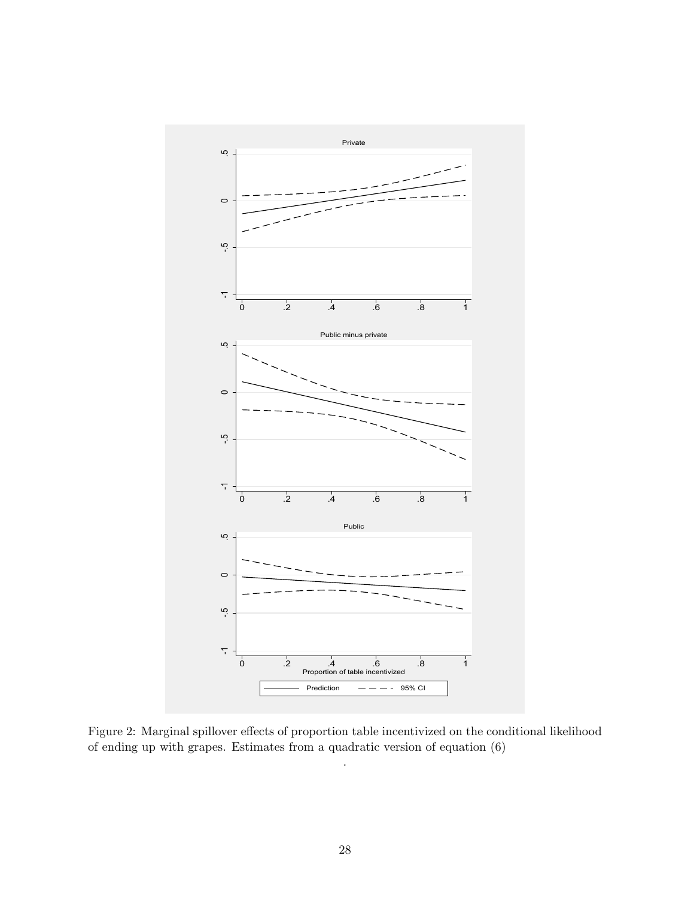Figure 2: Marginal spillover effects of proportion table incentivized on the conditional likelihood of ending up with grapes. Estimates from a quadratic version of equation (6)

.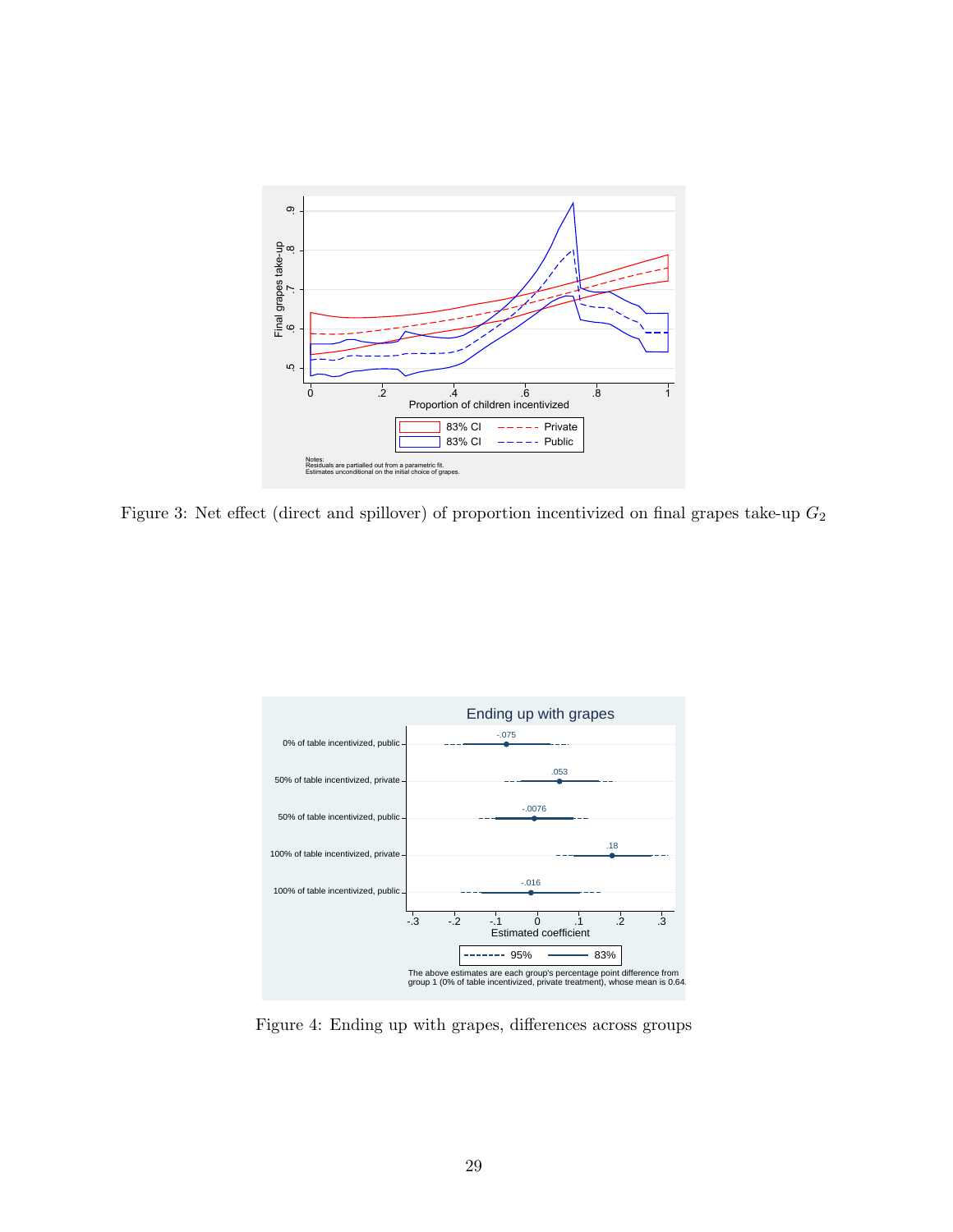Figure 3: Net effect (direct and spillover) of proportion incentivized on final grapes take-up $G_2$

Figure 4: Ending up with grapes, differences across groups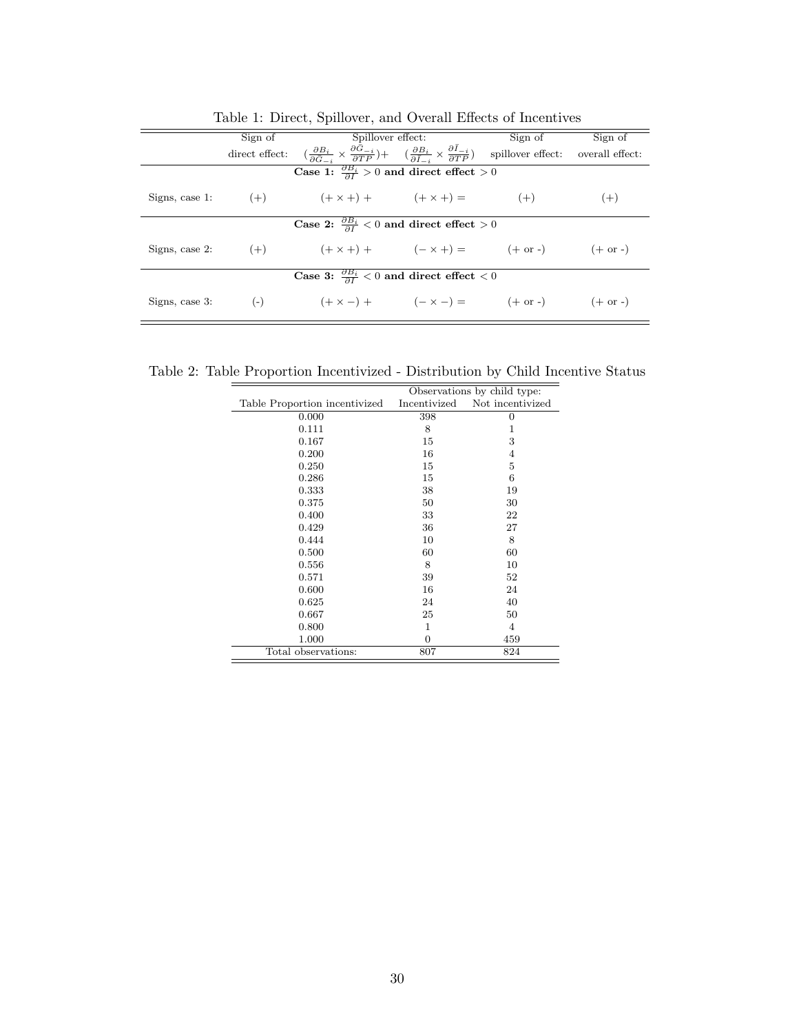Table 1: Direct, Spillover, and Overall Effects of Incentives

| | Sign of direct effect: | Spillover effect: $(\frac{\partial B_i}{\partial \bar{G}_{-i}} \times \frac{\partial \bar{G}_{-i}}{\partial TP})+$ | $(\frac{\partial B_i}{\partial \bar{I}_{-i}} \times \frac{\partial \bar{I}_{-i}}{\partial TP})$ | Sign of spillover effect: | Sign of overall effect: |
|---|---|---|---|---|---|
| **Case 1: $\frac{\partial B_i}{\partial I} > 0$ and direct effect $> 0$** | | | | | |
| Signs, case 1: | $(+)$ | $(+ \times +)+$ | $(+ \times +) =$ | $(+)$ | $(+)$ |
| **Case 2: $\frac{\partial B_i}{\partial I} < 0$ and direct effect $> 0$** | | | | | |
| Signs, case 2: | $(+)$ | $(+ \times +)+$ | $(- \times +) =$ | (+ or -) | (+ or -) |
| **Case 3: $\frac{\partial B_i}{\partial I} < 0$ and direct effect $< 0$** | | | | | |
| Signs, case 3: | (-) | $(+ \times -)+$ | $(- \times -) =$ | (+ or -) | (+ or -) |

Table 2: Table Proportion Incentivized - Distribution by Child Incentive Status

| | Observations by child type: | |
|---|---|---|
| Table Proportion incentivized | Incentivized | Not incentivized |
| 0.000 | 398 | 0 |
| 0.111 | 8 | 1 |
| 0.167 | 15 | 3 |
| 0.200 | 16 | 4 |
| 0.250 | 15 | 5 |
| 0.286 | 15 | 6 |
| 0.333 | 38 | 19 |
| 0.375 | 50 | 30 |
| 0.400 | 33 | 22 |
| 0.429 | 36 | 27 |
| 0.444 | 10 | 8 |
| 0.500 | 60 | 60 |
| 0.556 | 8 | 10 |
| 0.571 | 39 | 52 |
| 0.600 | 16 | 24 |
| 0.625 | 24 | 40 |
| 0.667 | 25 | 50 |
| 0.800 | 1 | 4 |
| 1.000 | 0 | 459 |
| Total observations: | 807 | 824 |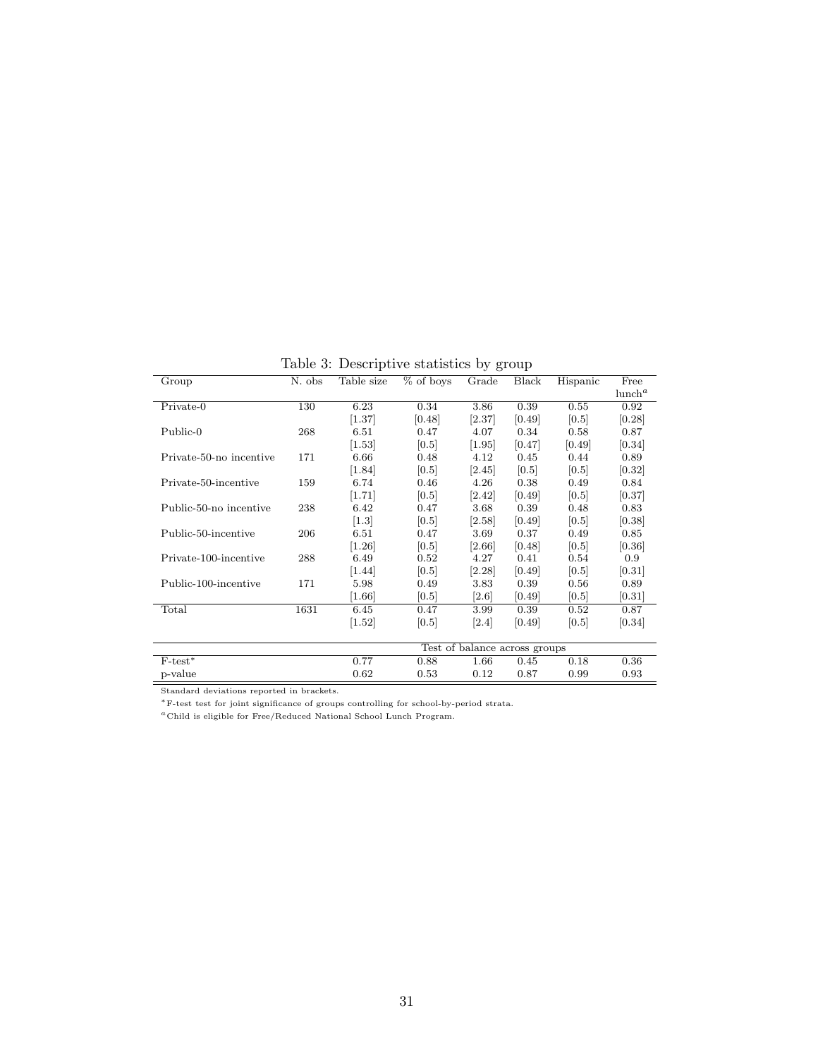Table 3: Descriptive statistics by group

| Group | N. obs | Table size | % of boys | Grade | Black | Hispanic | Free lunch[a] |
|---|---|---|---|---|---|---|---|
| Private-0 | 130 | 6.23 | 0.34 | 3.86 | 0.39 | 0.55 | 0.92 |
| | | [1.37] | [0.48] | [2.37] | [0.49] | [0.5] | [0.28] |
| Public-0 | 268 | 6.51 | 0.47 | 4.07 | 0.34 | 0.58 | 0.87 |
| | | [1.53] | [0.5] | [1.95] | [0.47] | [0.49] | [0.34] |
| Private-50-no incentive | 171 | 6.66 | 0.48 | 4.12 | 0.45 | 0.44 | 0.89 |
| | | [1.84] | [0.5] | [2.45] | [0.5] | [0.5] | [0.32] |
| Private-50-incentive | 159 | 6.74 | 0.46 | 4.26 | 0.38 | 0.49 | 0.84 |
| | | [1.71] | [0.5] | [2.42] | [0.49] | [0.5] | [0.37] |
| Public-50-no incentive | 238 | 6.42 | 0.47 | 3.68 | 0.39 | 0.48 | 0.83 |
| | | [1.3] | [0.5] | [2.58] | [0.49] | [0.5] | [0.38] |
| Public-50-incentive | 206 | 6.51 | 0.47 | 3.69 | 0.37 | 0.49 | 0.85 |
| | | [1.26] | [0.5] | [2.66] | [0.48] | [0.5] | [0.36] |
| Private-100-incentive | 288 | 6.49 | 0.52 | 4.27 | 0.41 | 0.54 | 0.9 |
| | | [1.44] | [0.5] | [2.28] | [0.49] | [0.5] | [0.31] |
| Public-100-incentive | 171 | 5.98 | 0.49 | 3.83 | 0.39 | 0.56 | 0.89 |
| | | [1.66] | [0.5] | [2.6] | [0.49] | [0.5] | [0.31] |
| Total | 1631 | 6.45 | 0.47 | 3.99 | 0.39 | 0.52 | 0.87 |
| | | [1.52] | [0.5] | [2.4] | [0.49] | [0.5] | [0.34] |
| | | Test of balance across groups | | | | | |
| F-test* | | 0.77 | 0.88 | 1.66 | 0.45 | 0.18 | 0.36 |
| p-value | | 0.62 | 0.53 | 0.12 | 0.87 | 0.99 | 0.93 |

Standard deviations reported in brackets.

*F-test test for joint significance of groups controlling for school-by-period strata.

[a] Child is eligible for Free/Reduced National School Lunch Program.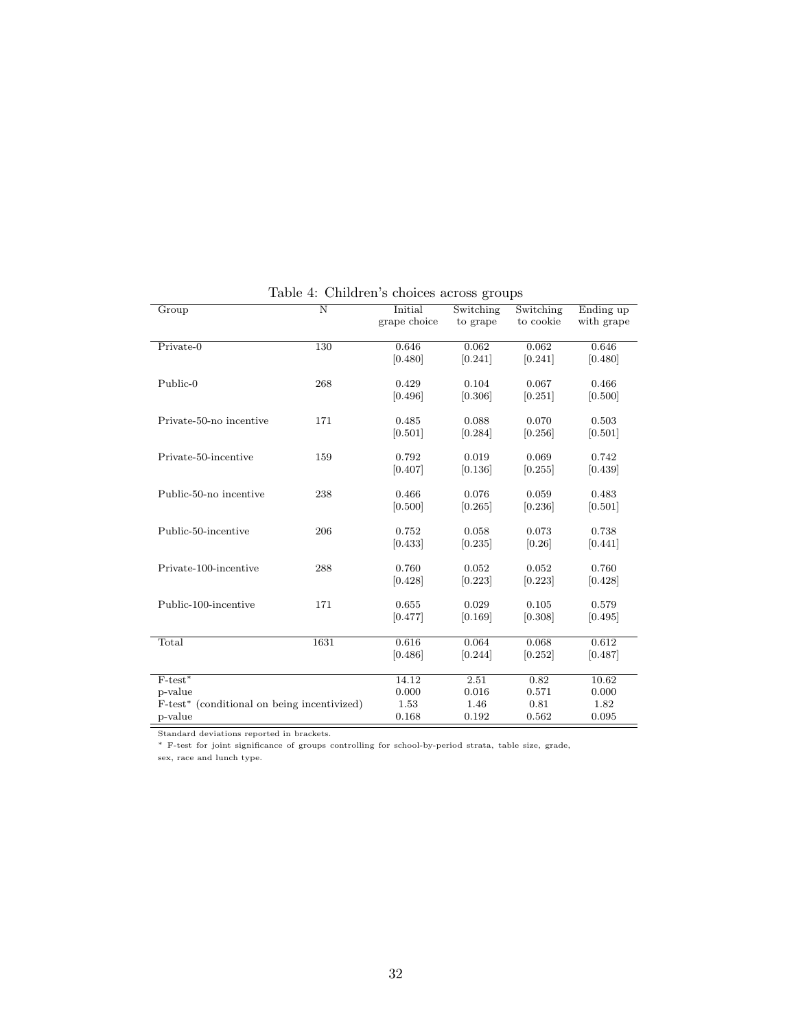Table 4: Children's choices across groups

| Group | N | Initial grape choice | Switching to grape | Switching to cookie | Ending up with grape |
|---|---|---|---|---|---|
| Private-0 | 130 | 0.646 | 0.062 | 0.062 | 0.646 |
| | | [0.480] | [0.241] | [0.241] | [0.480] |
| Public-0 | 268 | 0.429 | 0.104 | 0.067 | 0.466 |
| | | [0.496] | [0.306] | [0.251] | [0.500] |
| Private-50-no incentive | 171 | 0.485 | 0.088 | 0.070 | 0.503 |
| | | [0.501] | [0.284] | [0.256] | [0.501] |
| Private-50-incentive | 159 | 0.792 | 0.019 | 0.069 | 0.742 |
| | | [0.407] | [0.136] | [0.255] | [0.439] |
| Public-50-no incentive | 238 | 0.466 | 0.076 | 0.059 | 0.483 |
| | | [0.500] | [0.265] | [0.236] | [0.501] |
| Public-50-incentive | 206 | 0.752 | 0.058 | 0.073 | 0.738 |
| | | [0.433] | [0.235] | [0.26] | [0.441] |
| Private-100-incentive | 288 | 0.760 | 0.052 | 0.052 | 0.760 |
| | | [0.428] | [0.223] | [0.223] | [0.428] |
| Public-100-incentive | 171 | 0.655 | 0.029 | 0.105 | 0.579 |
| | | [0.477] | [0.169] | [0.308] | [0.495] |
| Total | 1631 | 0.616 | 0.064 | 0.068 | 0.612 |
| | | [0.486] | [0.244] | [0.252] | [0.487] |
| F-test* | | 14.12 | 2.51 | 0.82 | 10.62 |
| p-value | | 0.000 | 0.016 | 0.571 | 0.000 |
| F-test* (conditional on being incentivized) | | 1.53 | 1.46 | 0.81 | 1.82 |
| p-value | | 0.168 | 0.192 | 0.562 | 0.095 |

Standard deviations reported in brackets.

* F-test for joint significance of groups controlling for school-by-period strata, table size, grade, sex, race and lunch type.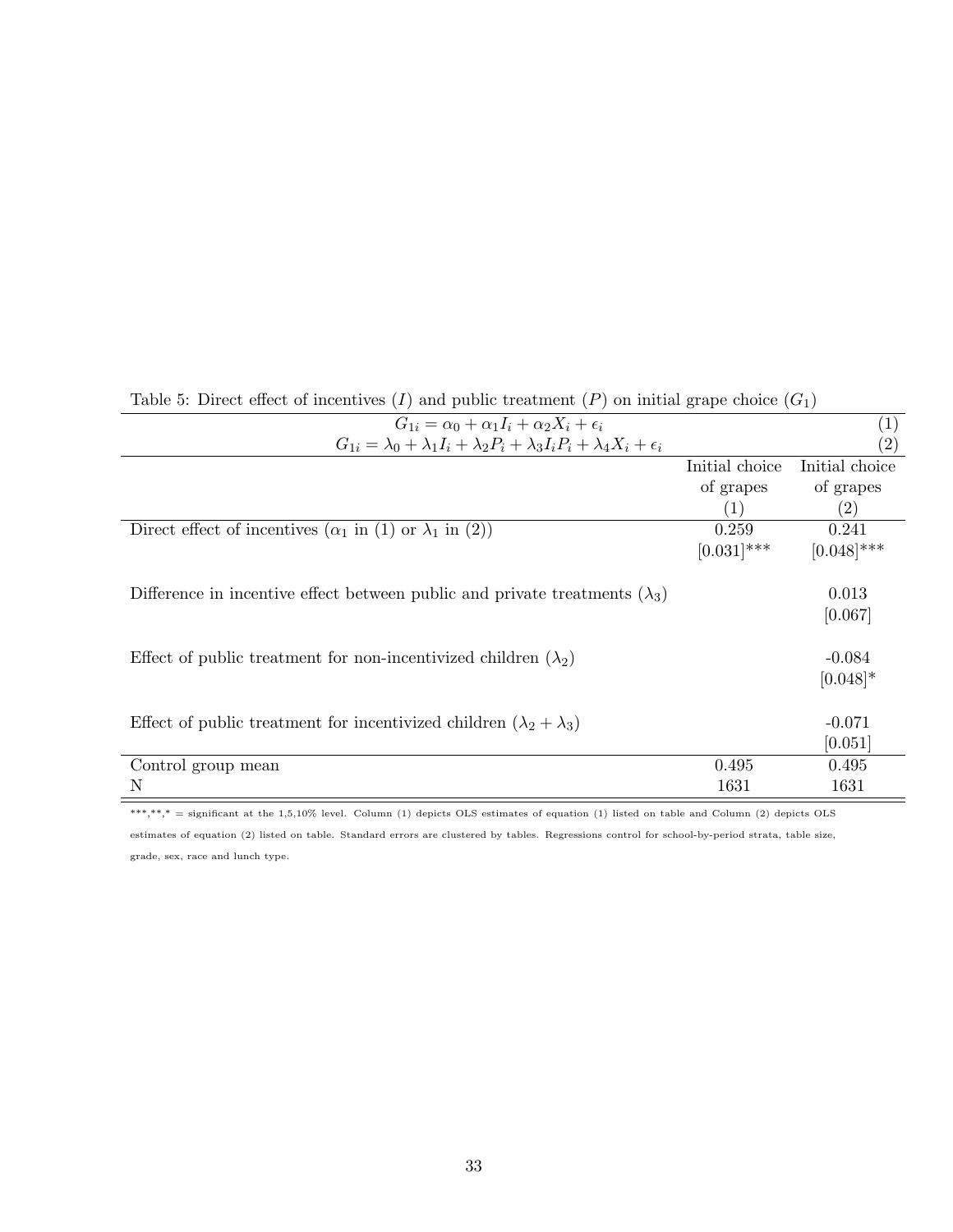Table 5: Direct effect of incentives ($I$) and public treatment ($P$) on initial grape choice ($G_1$)

$$G_{1i} = \alpha_0 + \alpha_1 I_i + \alpha_2 X_i + \epsilon_i \quad (1)$$

$$G_{1i} = \lambda_0 + \lambda_1 I_i + \lambda_2 P_i + \lambda_3 I_i P_i + \lambda_4 X_i + \epsilon_i \quad (2)$$

| | Initial choice of grapes (1) | Initial choice of grapes (2) |
|---|---|---|
| Direct effect of incentives ($\alpha_1$ in (1) or $\lambda_1$ in (2)) | 0.259 | 0.241 |
| | [0.031]*** | [0.048]*** |
| Difference in incentive effect between public and private treatments ($\lambda_3$) | | 0.013 |
| | | [0.067] |
| Effect of public treatment for non-incentivized children ($\lambda_2$) | | -0.084 |
| | | [0.048]* |
| Effect of public treatment for incentivized children ($\lambda_2 + \lambda_3$) | | -0.071 |
| | | [0.051] |
| Control group mean | 0.495 | 0.495 |
| N | 1631 | 1631 |

***,**,* = significant at the 1,5,10% level. Column (1) depicts OLS estimates of equation (1) listed on table and Column (2) depicts OLS estimates of equation (2) listed on table. Standard errors are clustered by tables. Regressions control for school-by-period strata, table size, grade, sex, race and lunch type.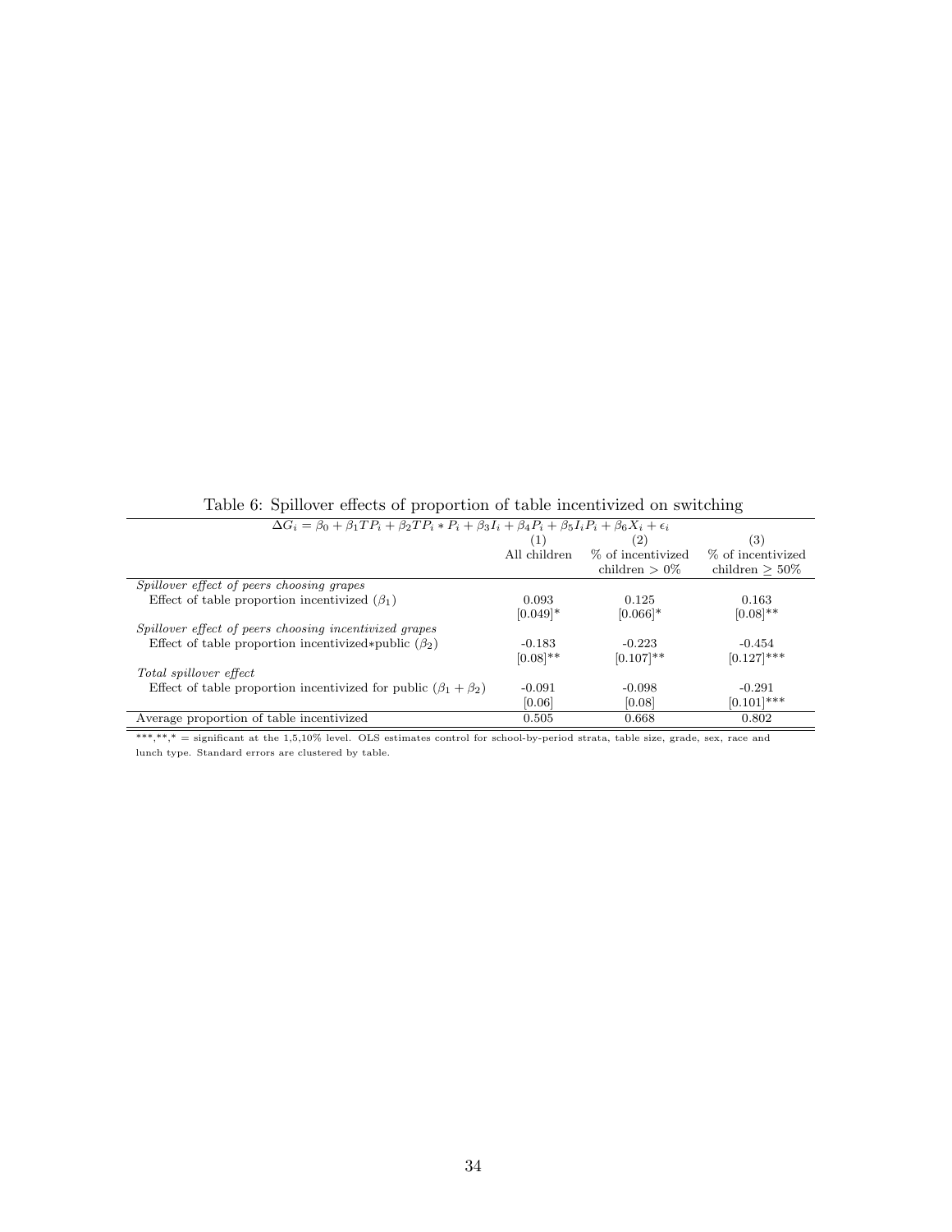Table 6: Spillover effects of proportion of table incentivized on switching

$$\Delta G_i = \beta_0 + \beta_1 TP_i + \beta_2 TP_i * P_i + \beta_3 I_i + \beta_4 P_i + \beta_5 I_i P_i + \beta_6 X_i + \epsilon_i$$

| | (1) All children | (2) % of incentivized children $> 0\%$ | (3) % of incentivized children $\geq 50\%$ |
|---|---|---|---|
| *Spillover effect of peers choosing grapes* | | | |
| Effect of table proportion incentivized ($\beta_1$) | 0.093 | 0.125 | 0.163 |
| | [0.049]* | [0.066]* | [0.08]** |
| *Spillover effect of peers choosing incentivized grapes* | | | |
| Effect of table proportion incentivized$*$public ($\beta_2$) | -0.183 | -0.223 | -0.454 |
| | [0.08]** | [0.107]** | [0.127]*** |
| *Total spillover effect* | | | |
| Effect of table proportion incentivized for public ($\beta_1 + \beta_2$) | -0.091 | -0.098 | -0.291 |
| | [0.06] | [0.08] | [0.101]*** |
| Average proportion of table incentivized | 0.505 | 0.668 | 0.802 |

***,**,* = significant at the 1,5,10% level. OLS estimates control for school-by-period strata, table size, grade, sex, race and lunch type. Standard errors are clustered by table.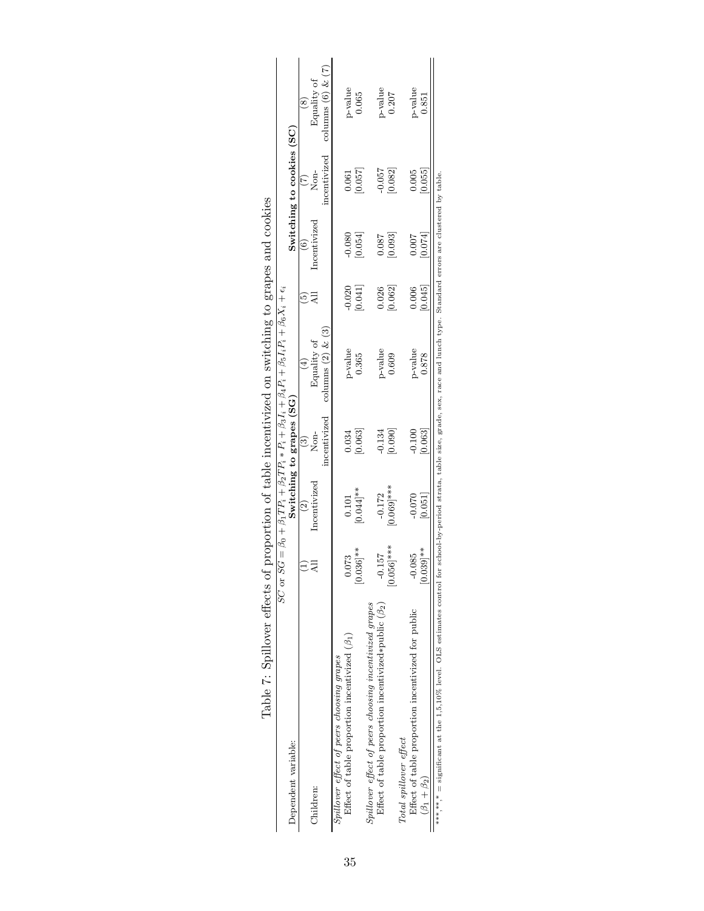# Table 7: Spillover effects of proportion of table incentivized on switching to grapes and cookies

| Dependent variable: | $SC$ or $SG = \beta_0 + \beta_1 TP_i + \beta_2 TP_i * P_i + \beta_3 I_i + \beta_4 P_i + \beta_5 I_i P_i + \beta_6 X_i + \epsilon_i$ | | | | | | | |
|---|---|---|---|---|---|---|---|---|
| | **Switching to grapes (SG)** | | | | **Switching to cookies (SC)** | | | |
| | (1) | (2) | (3) | (4) | (5) | (6) | (7) | (8) |
| Children: | All | Incentivized | Non-incentivized | Equality of columns (2) & (3) | All | Incentivized | Non-incentivized | Equality of columns (6) & (7) |
| *Spillover effect of peers choosing grapes* | | | | | | | | |
| Effect of table proportion incentivized ($\beta_1$) | 0.073 | 0.101 | 0.034 | p-value | -0.020 | -0.080 | 0.061 | p-value |
| | [0.036]** | [0.044]** | [0.063] | 0.365 | [0.041] | [0.054] | [0.057] | 0.065 |
| *Spillover effect of peers choosing incentivized grapes* | | | | | | | | |
| Effect of table proportion incentivized*public ($\beta_2$) | -0.157 | -0.172 | -0.134 | p-value | 0.026 | 0.087 | -0.057 | p-value |
| | [0.056]*** | [0.069]*** | [0.090] | 0.609 | [0.062] | [0.093] | [0.082] | 0.207 |
| *Total spillover effect* | | | | | | | | |
| Effect of table proportion incentivized for public | -0.085 | -0.070 | -0.100 | p-value | 0.006 | 0.007 | 0.005 | p-value |
| ($\beta_1 + \beta_2$) | [0.039]** | [0.051] | [0.063] | 0.878 | [0.045] | [0.074] | [0.055] | 0.851 |

***,**,* = significant at the 1,5,10% level. OLS estimates control for school-by-period strata, table size, grade, sex, race and lunch type. Standard errors are clustered by table.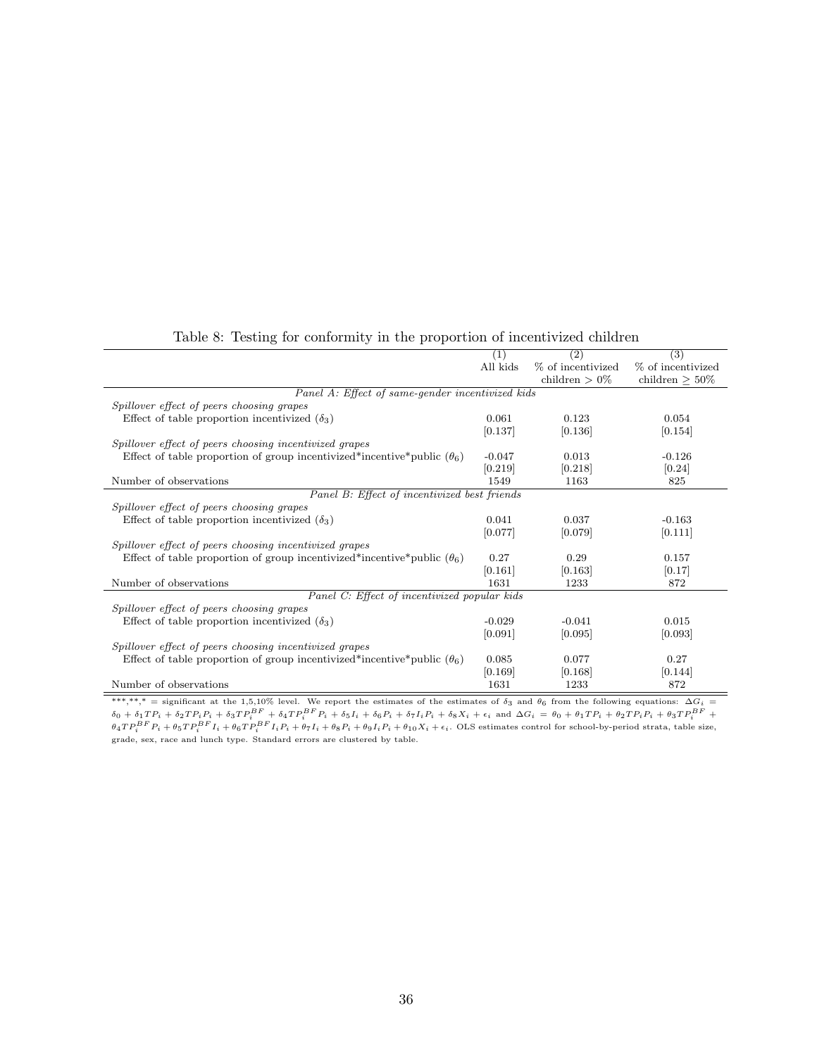Table 8: Testing for conformity in the proportion of incentivized children

| | (1) All kids | (2) % of incentivized children > 0% | (3) % of incentivized children ≥ 50% |
|---|---|---|---|
| *Panel A: Effect of same-gender incentivized kids* | | | |
| *Spillover effect of peers choosing grapes* | | | |
| Effect of table proportion incentivized ($\delta_3$) | 0.061 | 0.123 | 0.054 |
| | [0.137] | [0.136] | [0.154] |
| *Spillover effect of peers choosing incentivized grapes* | | | |
| Effect of table proportion of group incentivized*incentive*public ($\theta_6$) | -0.047 | 0.013 | -0.126 |
| | [0.219] | [0.218] | [0.24] |
| Number of observations | 1549 | 1163 | 825 |
| *Panel B: Effect of incentivized best friends* | | | |
| *Spillover effect of peers choosing grapes* | | | |
| Effect of table proportion incentivized ($\delta_3$) | 0.041 | 0.037 | -0.163 |
| | [0.077] | [0.079] | [0.111] |
| *Spillover effect of peers choosing incentivized grapes* | | | |
| Effect of table proportion of group incentivized*incentive*public ($\theta_6$) | 0.27 | 0.29 | 0.157 |
| | [0.161] | [0.163] | [0.17] |
| Number of observations | 1631 | 1233 | 872 |
| *Panel C: Effect of incentivized popular kids* | | | |
| *Spillover effect of peers choosing grapes* | | | |
| Effect of table proportion incentivized ($\delta_3$) | -0.029 | -0.041 | 0.015 |
| | [0.091] | [0.095] | [0.093] |
| *Spillover effect of peers choosing incentivized grapes* | | | |
| Effect of table proportion of group incentivized*incentive*public ($\theta_6$) | 0.085 | 0.077 | 0.27 |
| | [0.169] | [0.168] | [0.144] |
| Number of observations | 1631 | 1233 | 872 |

***,**,* = significant at the 1,5,10% level. We report the estimates of the estimates of $\delta_3$ and $\theta_6$ from the following equations: $\Delta G_i = \delta_0 + \delta_1 TP_i + \delta_2 TP_i P_i + \delta_3 TP_i^{BF} + \delta_4 TP_i^{BF} P_i + \delta_5 I_i + \delta_6 P_i + \delta_7 I_i P_i + \delta_8 X_i + \epsilon_i$ and $\Delta G_i = \theta_0 + \theta_1 TP_i + \theta_2 TP_i P_i + \theta_3 TP_i^{BF} + \theta_4 TP_i^{BF} P_i + \theta_5 TP_i^{BF} I_i + \theta_6 TP_i^{BF} I_i P_i + \theta_7 I_i + \theta_8 P_i + \theta_9 I_i P_i + \theta_{10} X_i + \epsilon_i$. OLS estimates control for school-by-period strata, table size, grade, sex, race and lunch type. Standard errors are clustered by table.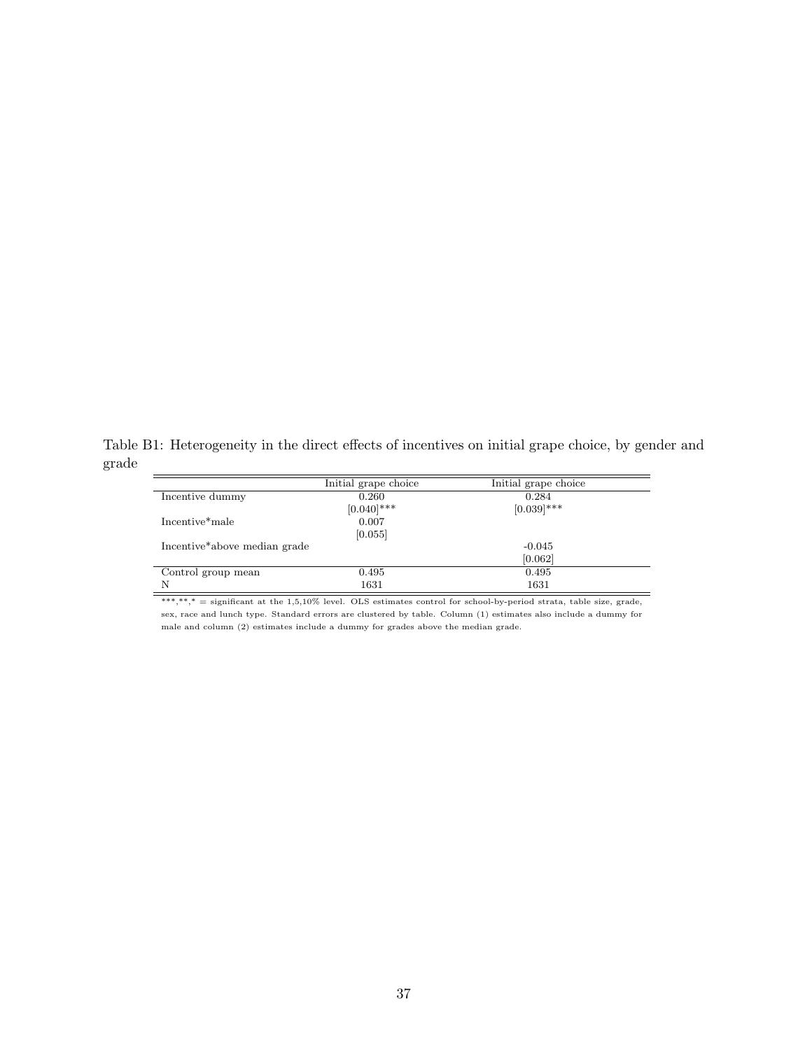Table B1: Heterogeneity in the direct effects of incentives on initial grape choice, by gender and grade

| | Initial grape choice | Initial grape choice |
|---|---|---|
| Incentive dummy | 0.260 | 0.284 |
| | [0.040]*** | [0.039]*** |
| Incentive*male | 0.007 | |
| | [0.055] | |
| Incentive*above median grade | | -0.045 |
| | | [0.062] |
| Control group mean | 0.495 | 0.495 |
| N | 1631 | 1631 |

***,**,* = significant at the 1,5,10% level. OLS estimates control for school-by-period strata, table size, grade, sex, race and lunch type. Standard errors are clustered by table. Column (1) estimates also include a dummy for male and column (2) estimates include a dummy for grades above the median grade.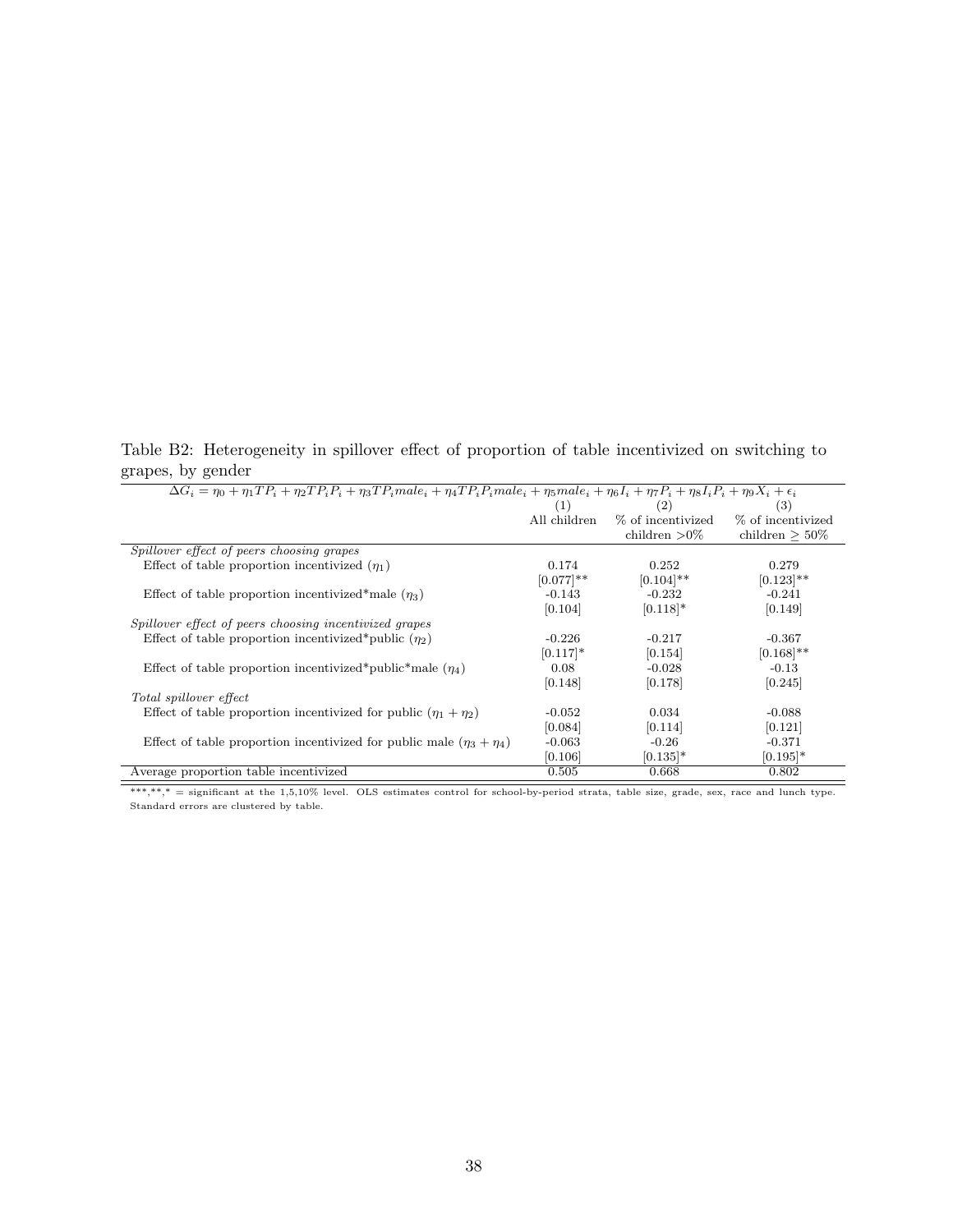Table B2: Heterogeneity in spillover effect of proportion of table incentivized on switching to grapes, by gender

| $\Delta G_i = \eta_0 + \eta_1 TP_i + \eta_2 TP_i P_i + \eta_3 TP_i male_i + \eta_4 TP_i P_i male_i + \eta_5 male_i + \eta_6 I_i + \eta_7 P_i + \eta_8 I_i P_i + \eta_9 X_i + \epsilon_i$ | (1) | (2) | (3) |
|---|---|---|---|
| | All children | % of incentivized children >0% | % of incentivized children $\geq$ 50% |
| *Spillover effect of peers choosing grapes* | | | |
| Effect of table proportion incentivized ($\eta_1$) | 0.174 | 0.252 | 0.279 |
| | [0.077]** | [0.104]** | [0.123]** |
| Effect of table proportion incentivized*male ($\eta_3$) | -0.143 | -0.232 | -0.241 |
| | [0.104] | [0.118]* | [0.149] |
| *Spillover effect of peers choosing incentivized grapes* | | | |
| Effect of table proportion incentivized*public ($\eta_2$) | -0.226 | -0.217 | -0.367 |
| | [0.117]* | [0.154] | [0.168]** |
| Effect of table proportion incentivized*public*male ($\eta_4$) | 0.08 | -0.028 | -0.13 |
| | [0.148] | [0.178] | [0.245] |
| *Total spillover effect* | | | |
| Effect of table proportion incentivized for public ($\eta_1 + \eta_2$) | -0.052 | 0.034 | -0.088 |
| | [0.084] | [0.114] | [0.121] |
| Effect of table proportion incentivized for public male ($\eta_3 + \eta_4$) | -0.063 | -0.26 | -0.371 |
| | [0.106] | [0.135]* | [0.195]* |
| Average proportion table incentivized | 0.505 | 0.668 | 0.802 |

***,**,* = significant at the 1,5,10% level. OLS estimates control for school-by-period strata, table size, grade, sex, race and lunch type. Standard errors are clustered by table.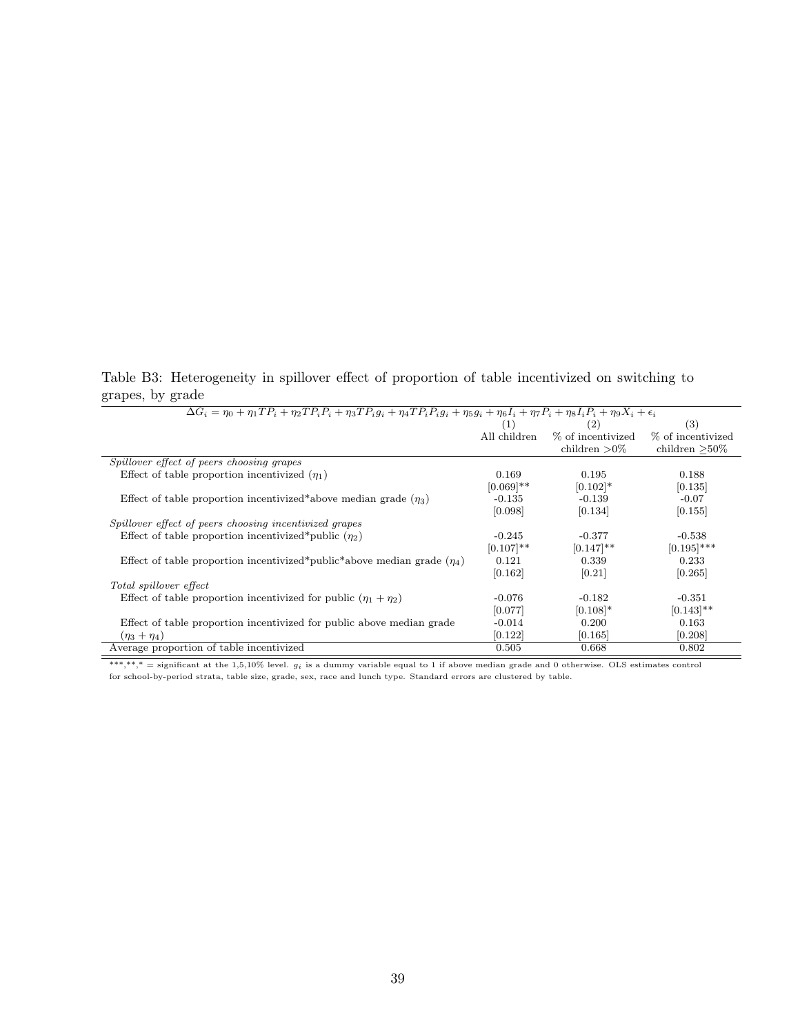Table B3: Heterogeneity in spillover effect of proportion of table incentivized on switching to grapes, by grade

$$\Delta G_i = \eta_0 + \eta_1 TP_i + \eta_2 TP_i P_i + \eta_3 TP_i g_i + \eta_4 TP_i P_i g_i + \eta_5 g_i + \eta_6 I_i + \eta_7 P_i + \eta_8 I_i P_i + \eta_9 X_i + \epsilon_i$$

| | (1) All children | (2) % of incentivized children >0% | (3) % of incentivized children ≥50% |
|---|---|---|---|
| *Spillover effect of peers choosing grapes* | | | |
| Effect of table proportion incentivized ($\eta_1$) | 0.169 | 0.195 | 0.188 |
| | [0.069]** | [0.102]* | [0.135] |
| Effect of table proportion incentivized*above median grade ($\eta_3$) | -0.135 | -0.139 | -0.07 |
| | [0.098] | [0.134] | [0.155] |
| *Spillover effect of peers choosing incentivized grapes* | | | |
| Effect of table proportion incentivized*public ($\eta_2$) | -0.245 | -0.377 | -0.538 |
| | [0.107]** | [0.147]** | [0.195]*** |
| Effect of table proportion incentivized*public*above median grade ($\eta_4$) | 0.121 | 0.339 | 0.233 |
| | [0.162] | [0.21] | [0.265] |
| *Total spillover effect* | | | |
| Effect of table proportion incentivized for public ($\eta_1 + \eta_2$) | -0.076 | -0.182 | -0.351 |
| | [0.077] | [0.108]* | [0.143]** |
| Effect of table proportion incentivized for public above median grade ($\eta_3 + \eta_4$) | -0.014 | 0.200 | 0.163 |
| | [0.122] | [0.165] | [0.208] |
| Average proportion of table incentivized | 0.505 | 0.668 | 0.802 |

***,**,* = significant at the 1,5,10% level. $g_i$ is a dummy variable equal to 1 if above median grade and 0 otherwise. OLS estimates control for school-by-period strata, table size, grade, sex, race and lunch type. Standard errors are clustered by table.